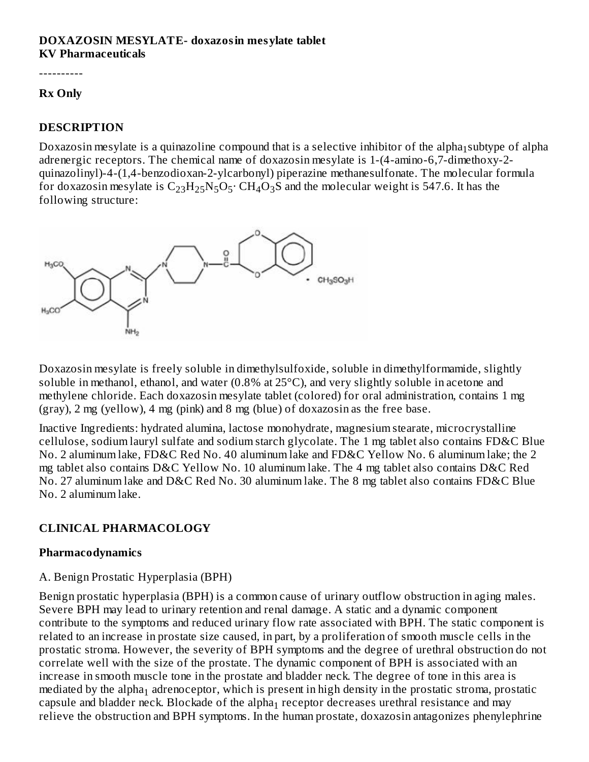**DOXAZOSIN MESYLATE- doxazosin mesylate tablet**
**KV Pharmaceuticals**

----------

**Rx Only**

## DESCRIPTION

Doxazosin mesylate is a quinazoline compound that is a selective inhibitor of the $alpha_1$subtype of alpha adrenergic receptors. The chemical name of doxazosin mesylate is 1-(4-amino-6,7-dimethoxy-2-quinazolinyl)-4-(1,4-benzodioxan-2-ylcarbonyl) piperazine methanesulfonate. The molecular formula for doxazosin mesylate is $C_{23}H_{25}N_5O_5 \cdot CH_4O_3S$ and the molecular weight is 547.6. It has the following structure:

Doxazosin mesylate is freely soluble in dimethylsulfoxide, soluble in dimethylformamide, slightly soluble in methanol, ethanol, and water (0.8% at 25°C), and very slightly soluble in acetone and methylene chloride. Each doxazosin mesylate tablet (colored) for oral administration, contains 1 mg (gray), 2 mg (yellow), 4 mg (pink) and 8 mg (blue) of doxazosin as the free base.

Inactive Ingredients: hydrated alumina, lactose monohydrate, magnesium stearate, microcrystalline cellulose, sodium lauryl sulfate and sodium starch glycolate. The 1 mg tablet also contains FD&C Blue No. 2 aluminum lake, FD&C Red No. 40 aluminum lake and FD&C Yellow No. 6 aluminum lake; the 2 mg tablet also contains D&C Yellow No. 10 aluminum lake. The 4 mg tablet also contains D&C Red No. 27 aluminum lake and D&C Red No. 30 aluminum lake. The 8 mg tablet also contains FD&C Blue No. 2 aluminum lake.

## CLINICAL PHARMACOLOGY

### Pharmacodynamics

A. Benign Prostatic Hyperplasia (BPH)

Benign prostatic hyperplasia (BPH) is a common cause of urinary outflow obstruction in aging males. Severe BPH may lead to urinary retention and renal damage. A static and a dynamic component contribute to the symptoms and reduced urinary flow rate associated with BPH. The static component is related to an increase in prostate size caused, in part, by a proliferation of smooth muscle cells in the prostatic stroma. However, the severity of BPH symptoms and the degree of urethral obstruction do not correlate well with the size of the prostate. The dynamic component of BPH is associated with an increase in smooth muscle tone in the prostate and bladder neck. The degree of tone in this area is mediated by the $alpha_1$ adrenoceptor, which is present in high density in the prostatic stroma, prostatic capsule and bladder neck. Blockade of the $alpha_1$ receptor decreases urethral resistance and may relieve the obstruction and BPH symptoms. In the human prostate, doxazosin antagonizes phenylephrine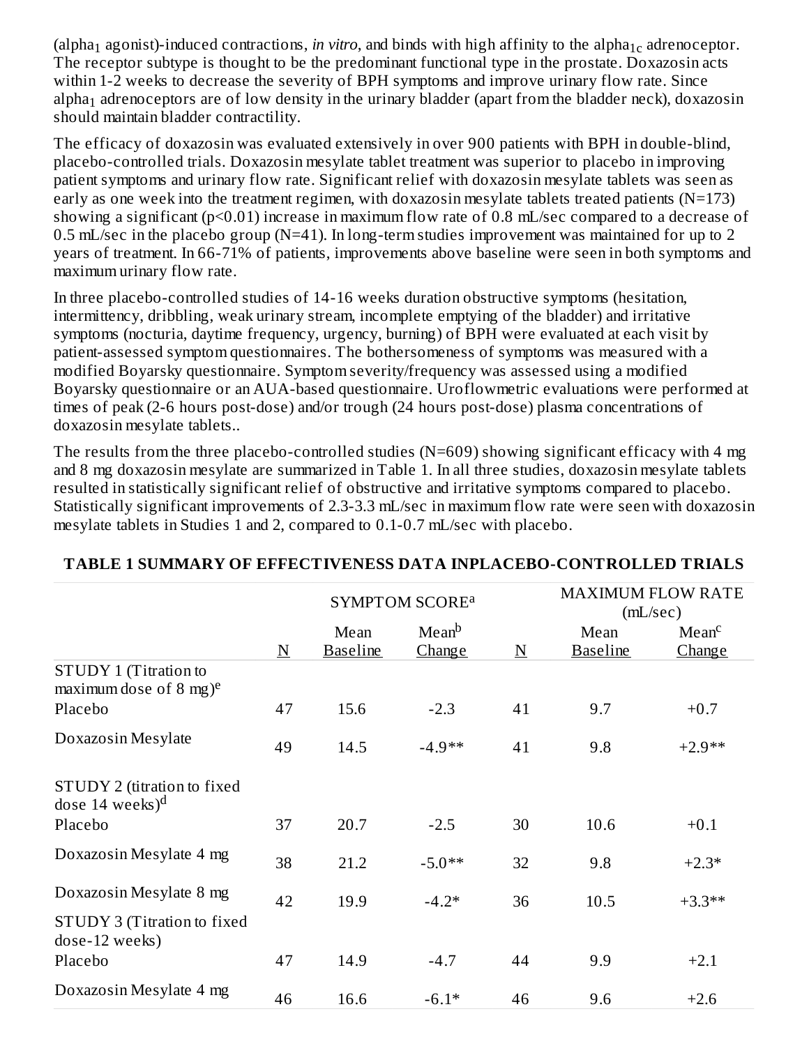(alpha$_1$ agonist)-induced contractions, *in vitro*, and binds with high affinity to the alpha$_{1c}$ adrenoceptor. The receptor subtype is thought to be the predominant functional type in the prostate. Doxazosin acts within 1-2 weeks to decrease the severity of BPH symptoms and improve urinary flow rate. Since alpha$_1$ adrenoceptors are of low density in the urinary bladder (apart from the bladder neck), doxazosin should maintain bladder contractility.

The efficacy of doxazosin was evaluated extensively in over 900 patients with BPH in double-blind, placebo-controlled trials. Doxazosin mesylate tablet treatment was superior to placebo in improving patient symptoms and urinary flow rate. Significant relief with doxazosin mesylate tablets was seen as early as one week into the treatment regimen, with doxazosin mesylate tablets treated patients (N=173) showing a significant ($p<0.01$) increase in maximum flow rate of 0.8 mL/sec compared to a decrease of 0.5 mL/sec in the placebo group (N=41). In long-term studies improvement was maintained for up to 2 years of treatment. In 66-71% of patients, improvements above baseline were seen in both symptoms and maximum urinary flow rate.

In three placebo-controlled studies of 14-16 weeks duration obstructive symptoms (hesitation, intermittency, dribbling, weak urinary stream, incomplete emptying of the bladder) and irritative symptoms (nocturia, daytime frequency, urgency, burning) of BPH were evaluated at each visit by patient-assessed symptom questionnaires. The bothersomeness of symptoms was measured with a modified Boyarsky questionnaire. Symptom severity/frequency was assessed using a modified Boyarsky questionnaire or an AUA-based questionnaire. Uroflowmetric evaluations were performed at times of peak (2-6 hours post-dose) and/or trough (24 hours post-dose) plasma concentrations of doxazosin mesylate tablets..

The results from the three placebo-controlled studies (N=609) showing significant efficacy with 4 mg and 8 mg doxazosin mesylate are summarized in Table 1. In all three studies, doxazosin mesylate tablets resulted in statistically significant relief of obstructive and irritative symptoms compared to placebo. Statistically significant improvements of 2.3-3.3 mL/sec in maximum flow rate were seen with doxazosin mesylate tablets in Studies 1 and 2, compared to 0.1-0.7 mL/sec with placebo.

**TABLE 1 SUMMARY OF EFFECTIVENESS DATA INPLACEBO-CONTROLLED TRIALS**

| | SYMPTOM SCORE[a] | | | MAXIMUM FLOW RATE (mL/sec) | | |
|---|---|---|---|---|---|---|
| | N | Mean Baseline | Mean[b] Change | N | Mean Baseline | Mean[c] Change |
| STUDY 1 (Titration to maximum dose of 8 mg)[e] | | | | | | |
| Placebo | 47 | 15.6 | -2.3 | 41 | 9.7 | +0.7 |
| Doxazosin Mesylate | 49 | 14.5 | -4.9** | 41 | 9.8 | +2.9** |
| STUDY 2 (titration to fixed dose 14 weeks)[d] | | | | | | |
| Placebo | 37 | 20.7 | -2.5 | 30 | 10.6 | +0.1 |
| Doxazosin Mesylate 4 mg | 38 | 21.2 | -5.0** | 32 | 9.8 | +2.3* |
| Doxazosin Mesylate 8 mg | 42 | 19.9 | -4.2* | 36 | 10.5 | +3.3** |
| STUDY 3 (Titration to fixed dose-12 weeks) | | | | | | |
| Placebo | 47 | 14.9 | -4.7 | 44 | 9.9 | +2.1 |
| Doxazosin Mesylate 4 mg | 46 | 16.6 | -6.1* | 46 | 9.6 | +2.6 |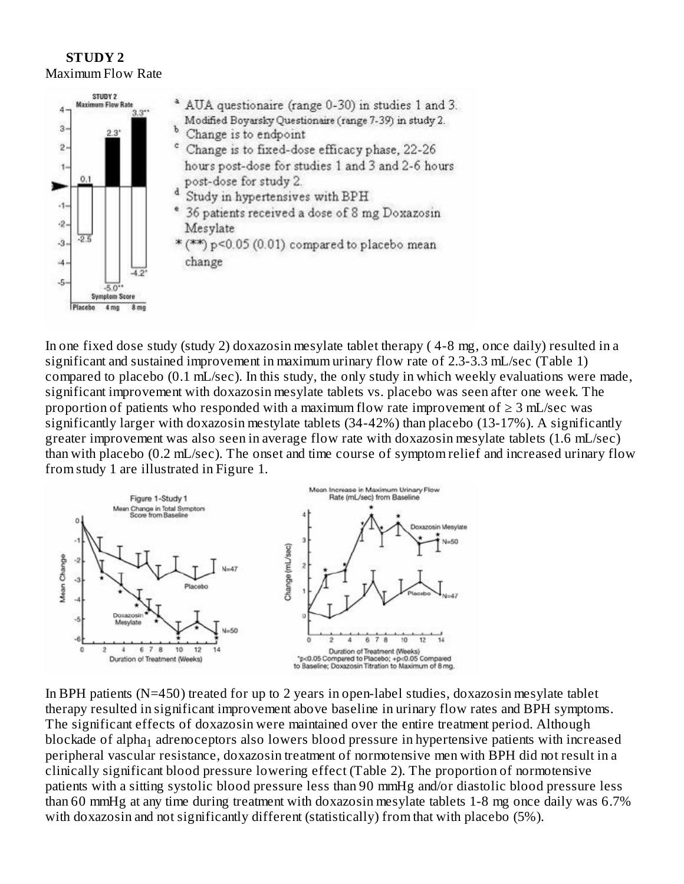**STUDY 2**
Maximum Flow Rate

[a] AUA questionaire (range 0-30) in studies 1 and 3. Modified Boyarsky Questionaire (range 7-39) in study 2.
[b] Change is to endpoint
[c] Change is to fixed-dose efficacy phase, 22-26 hours post-dose for studies 1 and 3 and 2-6 hours post-dose for study 2.
[d] Study in hypertensives with BPH
[e] 36 patients received a dose of 8 mg Doxazosin Mesylate
* (**) $p<0.05$ (0.01) compared to placebo mean change

In one fixed dose study (study 2) doxazosin mesylate tablet therapy ( 4-8 mg, once daily) resulted in a significant and sustained improvement in maximum urinary flow rate of 2.3-3.3 mL/sec (Table 1) compared to placebo (0.1 mL/sec). In this study, the only study in which weekly evaluations were made, significant improvement with doxazosin mesylate tablets vs. placebo was seen after one week. The proportion of patients who responded with a maximum flow rate improvement of ≥ 3 mL/sec was significantly larger with doxazosin mestylate tablets (34-42%) than placebo (13-17%). A significantly greater improvement was also seen in average flow rate with doxazosin mesylate tablets (1.6 mL/sec) than with placebo (0.2 mL/sec). The onset and time course of symptom relief and increased urinary flow from study 1 are illustrated in Figure 1.

In BPH patients (N=450) treated for up to 2 years in open-label studies, doxazosin mesylate tablet therapy resulted in significant improvement above baseline in urinary flow rates and BPH symptoms. The significant effects of doxazosin were maintained over the entire treatment period. Although blockade of $alpha_1$ adrenoceptors also lowers blood pressure in hypertensive patients with increased peripheral vascular resistance, doxazosin treatment of normotensive men with BPH did not result in a clinically significant blood pressure lowering effect (Table 2). The proportion of normotensive patients with a sitting systolic blood pressure less than 90 mmHg and/or diastolic blood pressure less than 60 mmHg at any time during treatment with doxazosin mesylate tablets 1-8 mg once daily was 6.7% with doxazosin and not significantly different (statistically) from that with placebo (5%).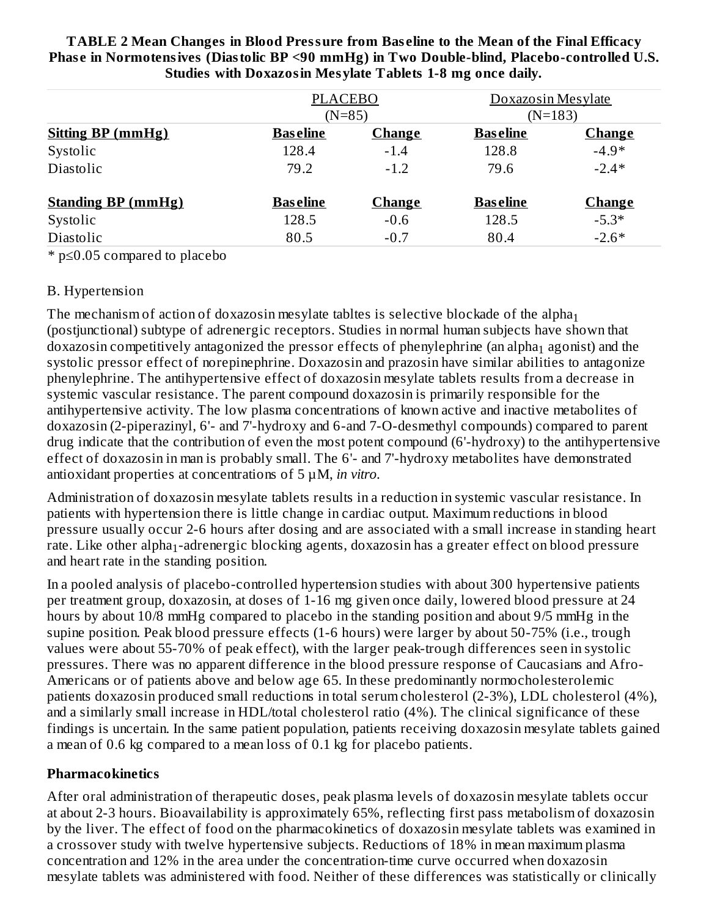**TABLE 2 Mean Changes in Blood Pressure from Baseline to the Mean of the Final Efficacy Phase in Normotensives (Diastolic BP <90 mmHg) in Two Double-blind, Placebo-controlled U.S. Studies with Doxazosin Mesylate Tablets 1-8 mg once daily.**

| | PLACEBO (N=85) | | Doxazosin Mesylate (N=183) | |
|---|---|---|---|---|
| **Sitting BP (mmHg)** | **Baseline** | **Change** | **Baseline** | **Change** |
| Systolic | 128.4 | -1.4 | 128.8 | -4.9* |
| Diastolic | 79.2 | -1.2 | 79.6 | -2.4* |
| **Standing BP (mmHg)** | **Baseline** | **Change** | **Baseline** | **Change** |
| Systolic | 128.5 | -0.6 | 128.5 | -5.3* |
| Diastolic | 80.5 | -0.7 | 80.4 | -2.6* |

* $p \le 0.05$ compared to placebo

B. Hypertension

The mechanism of action of doxazosin mesylate tabltes is selective blockade of the alpha$_1$ (postjunctional) subtype of adrenergic receptors. Studies in normal human subjects have shown that doxazosin competitively antagonized the pressor effects of phenylephrine (an alpha$_1$ agonist) and the systolic pressor effect of norepinephrine. Doxazosin and prazosin have similar abilities to antagonize phenylephrine. The antihypertensive effect of doxazosin mesylate tablets results from a decrease in systemic vascular resistance. The parent compound doxazosin is primarily responsible for the antihypertensive activity. The low plasma concentrations of known active and inactive metabolites of doxazosin (2-piperazinyl, 6'- and 7'-hydroxy and 6-and 7-O-desmethyl compounds) compared to parent drug indicate that the contribution of even the most potent compound (6'-hydroxy) to the antihypertensive effect of doxazosin in man is probably small. The 6'- and 7'-hydroxy metabolites have demonstrated antioxidant properties at concentrations of 5 µM, *in vitro*.

Administration of doxazosin mesylate tablets results in a reduction in systemic vascular resistance. In patients with hypertension there is little change in cardiac output. Maximum reductions in blood pressure usually occur 2-6 hours after dosing and are associated with a small increase in standing heart rate. Like other alpha$_1$-adrenergic blocking agents, doxazosin has a greater effect on blood pressure and heart rate in the standing position.

In a pooled analysis of placebo-controlled hypertension studies with about 300 hypertensive patients per treatment group, doxazosin, at doses of 1-16 mg given once daily, lowered blood pressure at 24 hours by about 10/8 mmHg compared to placebo in the standing position and about 9/5 mmHg in the supine position. Peak blood pressure effects (1-6 hours) were larger by about 50-75% (i.e., trough values were about 55-70% of peak effect), with the larger peak-trough differences seen in systolic pressures. There was no apparent difference in the blood pressure response of Caucasians and Afro-Americans or of patients above and below age 65. In these predominantly normocholesterolemic patients doxazosin produced small reductions in total serum cholesterol (2-3%), LDL cholesterol (4%), and a similarly small increase in HDL/total cholesterol ratio (4%). The clinical significance of these findings is uncertain. In the same patient population, patients receiving doxazosin mesylate tablets gained a mean of 0.6 kg compared to a mean loss of 0.1 kg for placebo patients.

**Pharmacokinetics**

After oral administration of therapeutic doses, peak plasma levels of doxazosin mesylate tablets occur at about 2-3 hours. Bioavailability is approximately 65%, reflecting first pass metabolism of doxazosin by the liver. The effect of food on the pharmacokinetics of doxazosin mesylate tablets was examined in a crossover study with twelve hypertensive subjects. Reductions of 18% in mean maximum plasma concentration and 12% in the area under the concentration-time curve occurred when doxazosin mesylate tablets was administered with food. Neither of these differences was statistically or clinically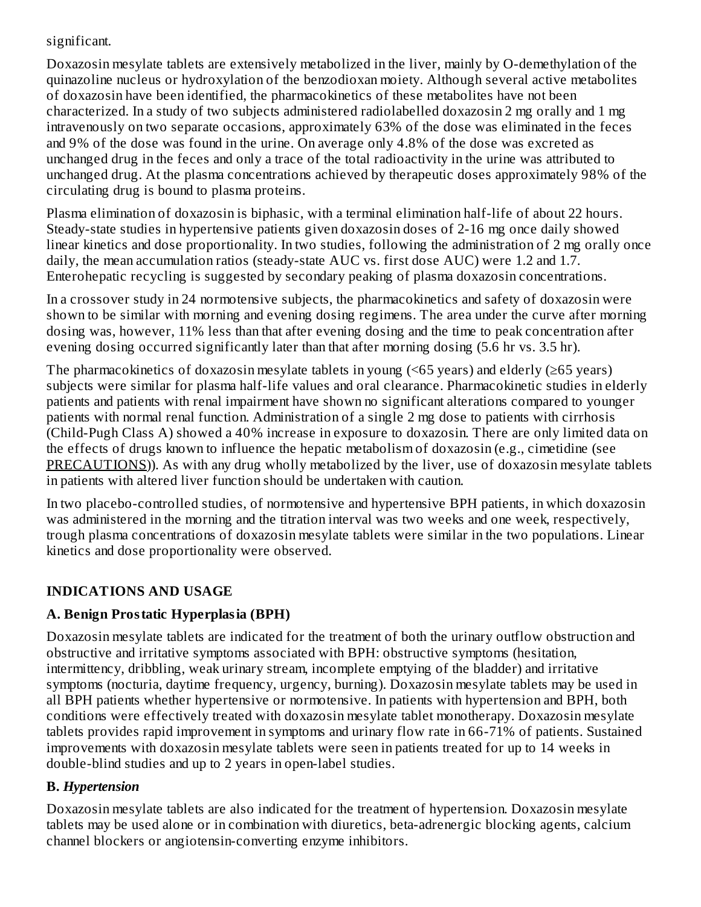significant.

Doxazosin mesylate tablets are extensively metabolized in the liver, mainly by O-demethylation of the quinazoline nucleus or hydroxylation of the benzodioxan moiety. Although several active metabolites of doxazosin have been identified, the pharmacokinetics of these metabolites have not been characterized. In a study of two subjects administered radiolabelled doxazosin 2 mg orally and 1 mg intravenously on two separate occasions, approximately 63% of the dose was eliminated in the feces and 9% of the dose was found in the urine. On average only 4.8% of the dose was excreted as unchanged drug in the feces and only a trace of the total radioactivity in the urine was attributed to unchanged drug. At the plasma concentrations achieved by therapeutic doses approximately 98% of the circulating drug is bound to plasma proteins.

Plasma elimination of doxazosin is biphasic, with a terminal elimination half-life of about 22 hours. Steady-state studies in hypertensive patients given doxazosin doses of 2-16 mg once daily showed linear kinetics and dose proportionality. In two studies, following the administration of 2 mg orally once daily, the mean accumulation ratios (steady-state AUC vs. first dose AUC) were 1.2 and 1.7. Enterohepatic recycling is suggested by secondary peaking of plasma doxazosin concentrations.

In a crossover study in 24 normotensive subjects, the pharmacokinetics and safety of doxazosin were shown to be similar with morning and evening dosing regimens. The area under the curve after morning dosing was, however, 11% less than that after evening dosing and the time to peak concentration after evening dosing occurred significantly later than that after morning dosing (5.6 hr vs. 3.5 hr).

The pharmacokinetics of doxazosin mesylate tablets in young (<65 years) and elderly (≥65 years) subjects were similar for plasma half-life values and oral clearance. Pharmacokinetic studies in elderly patients and patients with renal impairment have shown no significant alterations compared to younger patients with normal renal function. Administration of a single 2 mg dose to patients with cirrhosis (Child-Pugh Class A) showed a 40% increase in exposure to doxazosin. There are only limited data on the effects of drugs known to influence the hepatic metabolism of doxazosin (e.g., cimetidine (see PRECAUTIONS)). As with any drug wholly metabolized by the liver, use of doxazosin mesylate tablets in patients with altered liver function should be undertaken with caution.

In two placebo-controlled studies, of normotensive and hypertensive BPH patients, in which doxazosin was administered in the morning and the titration interval was two weeks and one week, respectively, trough plasma concentrations of doxazosin mesylate tablets were similar in the two populations. Linear kinetics and dose proportionality were observed.

## INDICATIONS AND USAGE

### A. Benign Prostatic Hyperplasia (BPH)

Doxazosin mesylate tablets are indicated for the treatment of both the urinary outflow obstruction and obstructive and irritative symptoms associated with BPH: obstructive symptoms (hesitation, intermittency, dribbling, weak urinary stream, incomplete emptying of the bladder) and irritative symptoms (nocturia, daytime frequency, urgency, burning). Doxazosin mesylate tablets may be used in all BPH patients whether hypertensive or normotensive. In patients with hypertension and BPH, both conditions were effectively treated with doxazosin mesylate tablet monotherapy. Doxazosin mesylate tablets provides rapid improvement in symptoms and urinary flow rate in 66-71% of patients. Sustained improvements with doxazosin mesylate tablets were seen in patients treated for up to 14 weeks in double-blind studies and up to 2 years in open-label studies.

### B. *Hypertension*

Doxazosin mesylate tablets are also indicated for the treatment of hypertension. Doxazosin mesylate tablets may be used alone or in combination with diuretics, beta-adrenergic blocking agents, calcium channel blockers or angiotensin-converting enzyme inhibitors.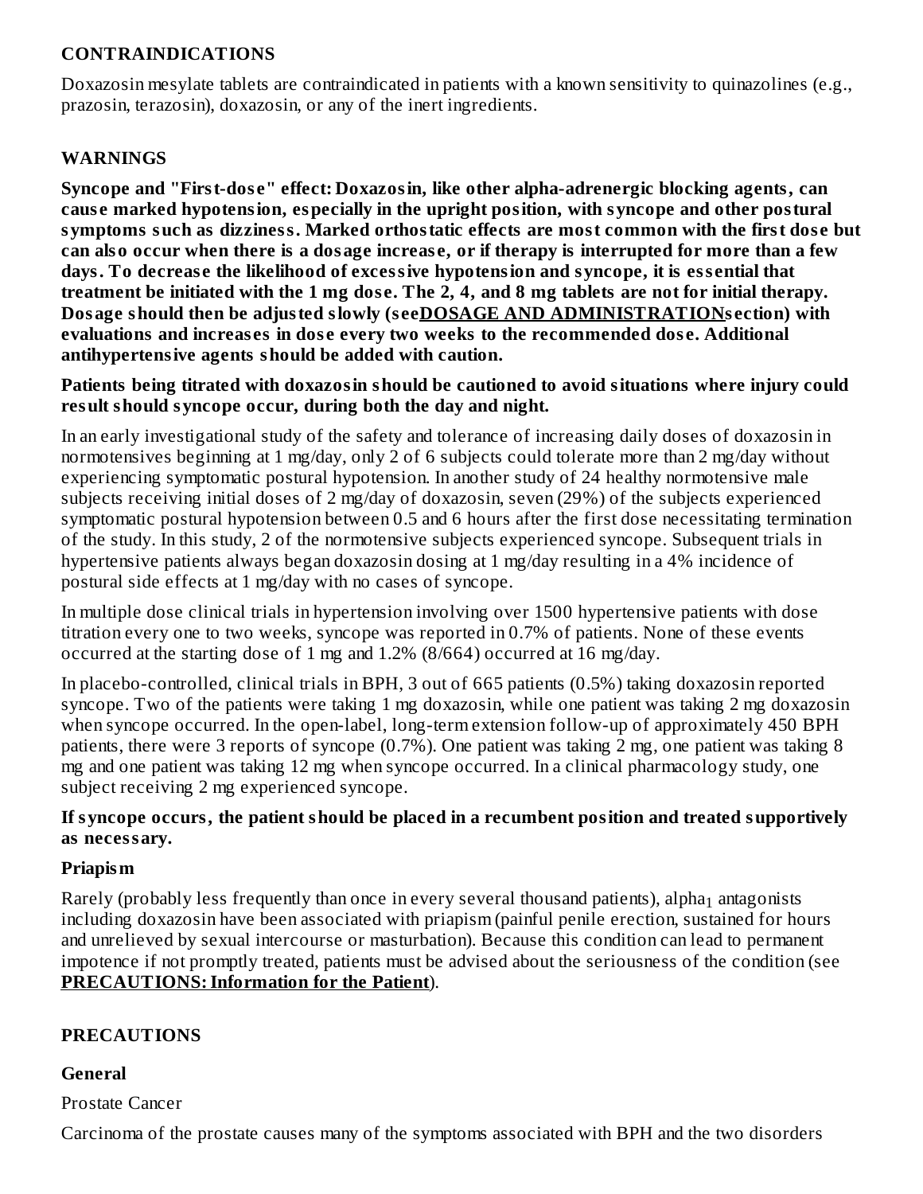## CONTRAINDICATIONS

Doxazosin mesylate tablets are contraindicated in patients with a known sensitivity to quinazolines (e.g., prazosin, terazosin), doxazosin, or any of the inert ingredients.

## WARNINGS

**Syncope and "First-dose" effect: Doxazosin, like other alpha-adrenergic blocking agents, can cause marked hypotension, especially in the upright position, with syncope and other postural symptoms such as dizziness. Marked orthostatic effects are most common with the first dose but can also occur when there is a dosage increase, or if therapy is interrupted for more than a few days. To decrease the likelihood of excessive hypotension and syncope, it is essential that treatment be initiated with the 1 mg dose. The 2, 4, and 8 mg tablets are not for initial therapy. Dosage should then be adjusted slowly (see DOSAGE AND ADMINISTRATION section) with evaluations and increases in dose every two weeks to the recommended dose. Additional antihypertensive agents should be added with caution.**

**Patients being titrated with doxazosin should be cautioned to avoid situations where injury could result should syncope occur, during both the day and night.**

In an early investigational study of the safety and tolerance of increasing daily doses of doxazosin in normotensives beginning at 1 mg/day, only 2 of 6 subjects could tolerate more than 2 mg/day without experiencing symptomatic postural hypotension. In another study of 24 healthy normotensive male subjects receiving initial doses of 2 mg/day of doxazosin, seven (29%) of the subjects experienced symptomatic postural hypotension between 0.5 and 6 hours after the first dose necessitating termination of the study. In this study, 2 of the normotensive subjects experienced syncope. Subsequent trials in hypertensive patients always began doxazosin dosing at 1 mg/day resulting in a 4% incidence of postural side effects at 1 mg/day with no cases of syncope.

In multiple dose clinical trials in hypertension involving over 1500 hypertensive patients with dose titration every one to two weeks, syncope was reported in 0.7% of patients. None of these events occurred at the starting dose of 1 mg and 1.2% (8/664) occurred at 16 mg/day.

In placebo-controlled, clinical trials in BPH, 3 out of 665 patients (0.5%) taking doxazosin reported syncope. Two of the patients were taking 1 mg doxazosin, while one patient was taking 2 mg doxazosin when syncope occurred. In the open-label, long-term extension follow-up of approximately 450 BPH patients, there were 3 reports of syncope (0.7%). One patient was taking 2 mg, one patient was taking 8 mg and one patient was taking 12 mg when syncope occurred. In a clinical pharmacology study, one subject receiving 2 mg experienced syncope.

**If syncope occurs, the patient should be placed in a recumbent position and treated supportively as necessary.**

### Priapism

Rarely (probably less frequently than once in every several thousand patients), $alpha_1$ antagonists including doxazosin have been associated with priapism (painful penile erection, sustained for hours and unrelieved by sexual intercourse or masturbation). Because this condition can lead to permanent impotence if not promptly treated, patients must be advised about the seriousness of the condition (see **PRECAUTIONS: Information for the Patient**).

## PRECAUTIONS

### General

Prostate Cancer

Carcinoma of the prostate causes many of the symptoms associated with BPH and the two disorders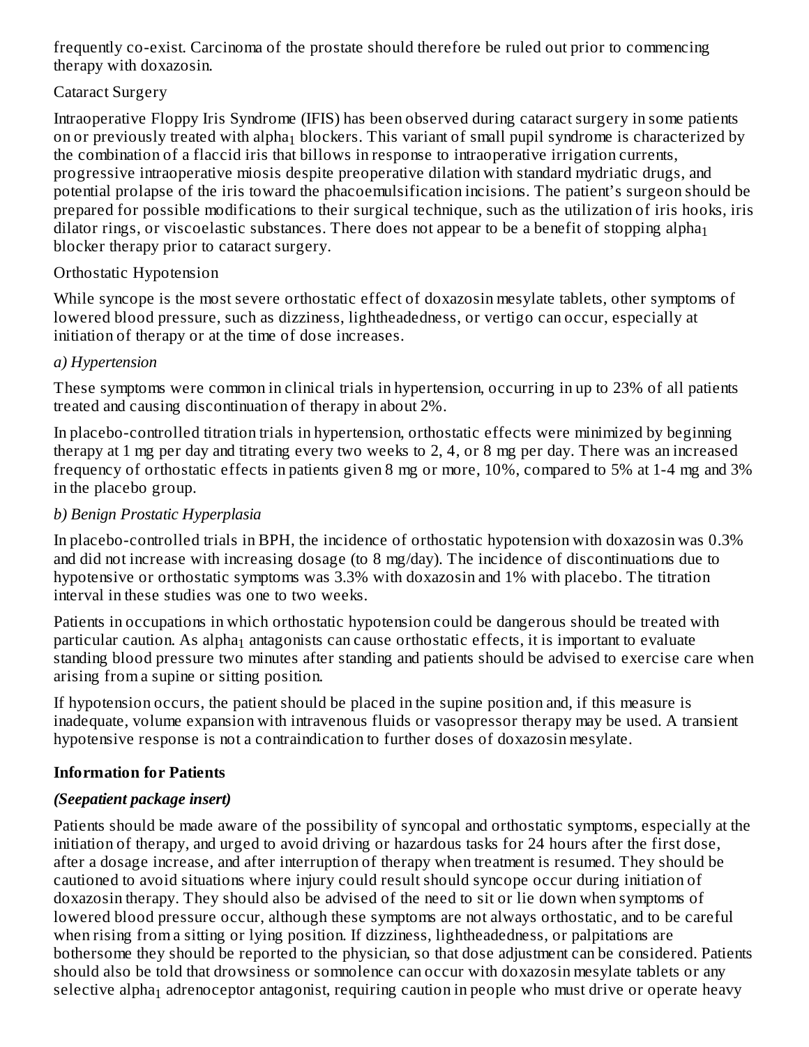frequently co-exist. Carcinoma of the prostate should therefore be ruled out prior to commencing therapy with doxazosin.

Cataract Surgery

Intraoperative Floppy Iris Syndrome (IFIS) has been observed during cataract surgery in some patients on or previously treated with $alpha_1$ blockers. This variant of small pupil syndrome is characterized by the combination of a flaccid iris that billows in response to intraoperative irrigation currents, progressive intraoperative miosis despite preoperative dilation with standard mydriatic drugs, and potential prolapse of the iris toward the phacoemulsification incisions. The patient's surgeon should be prepared for possible modifications to their surgical technique, such as the utilization of iris hooks, iris dilator rings, or viscoelastic substances. There does not appear to be a benefit of stopping $alpha_1$ blocker therapy prior to cataract surgery.

Orthostatic Hypotension

While syncope is the most severe orthostatic effect of doxazosin mesylate tablets, other symptoms of lowered blood pressure, such as dizziness, lightheadedness, or vertigo can occur, especially at initiation of therapy or at the time of dose increases.

*a) Hypertension*

These symptoms were common in clinical trials in hypertension, occurring in up to 23% of all patients treated and causing discontinuation of therapy in about 2%.

In placebo-controlled titration trials in hypertension, orthostatic effects were minimized by beginning therapy at 1 mg per day and titrating every two weeks to 2, 4, or 8 mg per day. There was an increased frequency of orthostatic effects in patients given 8 mg or more, 10%, compared to 5% at 1-4 mg and 3% in the placebo group.

*b) Benign Prostatic Hyperplasia*

In placebo-controlled trials in BPH, the incidence of orthostatic hypotension with doxazosin was 0.3% and did not increase with increasing dosage (to 8 mg/day). The incidence of discontinuations due to hypotensive or orthostatic symptoms was 3.3% with doxazosin and 1% with placebo. The titration interval in these studies was one to two weeks.

Patients in occupations in which orthostatic hypotension could be dangerous should be treated with particular caution. As $alpha_1$ antagonists can cause orthostatic effects, it is important to evaluate standing blood pressure two minutes after standing and patients should be advised to exercise care when arising from a supine or sitting position.

If hypotension occurs, the patient should be placed in the supine position and, if this measure is inadequate, volume expansion with intravenous fluids or vasopressor therapy may be used. A transient hypotensive response is not a contraindication to further doses of doxazosin mesylate.

**Information for Patients**

***(Seepatient package insert)***

Patients should be made aware of the possibility of syncopal and orthostatic symptoms, especially at the initiation of therapy, and urged to avoid driving or hazardous tasks for 24 hours after the first dose, after a dosage increase, and after interruption of therapy when treatment is resumed. They should be cautioned to avoid situations where injury could result should syncope occur during initiation of doxazosin therapy. They should also be advised of the need to sit or lie down when symptoms of lowered blood pressure occur, although these symptoms are not always orthostatic, and to be careful when rising from a sitting or lying position. If dizziness, lightheadedness, or palpitations are bothersome they should be reported to the physician, so that dose adjustment can be considered. Patients should also be told that drowsiness or somnolence can occur with doxazosin mesylate tablets or any selective $alpha_1$ adrenoceptor antagonist, requiring caution in people who must drive or operate heavy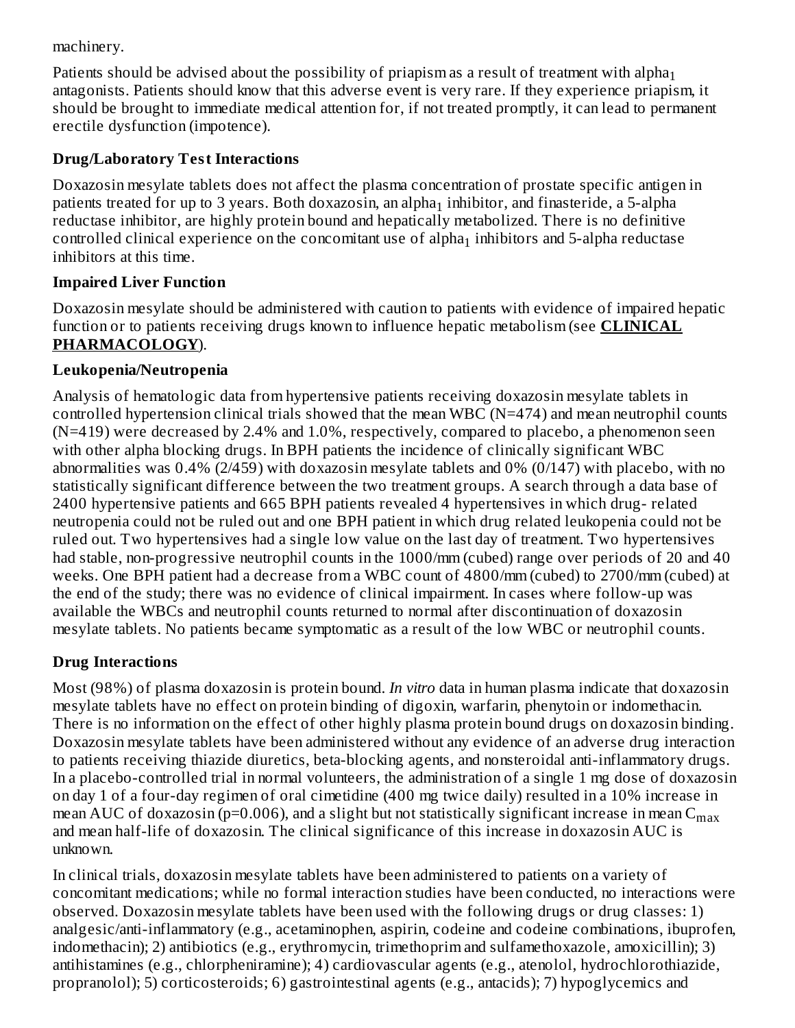machinery.

Patients should be advised about the possibility of priapism as a result of treatment with $alpha_1$ antagonists. Patients should know that this adverse event is very rare. If they experience priapism, it should be brought to immediate medical attention for, if not treated promptly, it can lead to permanent erectile dysfunction (impotence).

### Drug/Laboratory Test Interactions

Doxazosin mesylate tablets does not affect the plasma concentration of prostate specific antigen in patients treated for up to 3 years. Both doxazosin, an $alpha_1$ inhibitor, and finasteride, a 5-alpha reductase inhibitor, are highly protein bound and hepatically metabolized. There is no definitive controlled clinical experience on the concomitant use of $alpha_1$ inhibitors and 5-alpha reductase inhibitors at this time.

### Impaired Liver Function

Doxazosin mesylate should be administered with caution to patients with evidence of impaired hepatic function or to patients receiving drugs known to influence hepatic metabolism (see **CLINICAL PHARMACOLOGY**).

### Leukopenia/Neutropenia

Analysis of hematologic data from hypertensive patients receiving doxazosin mesylate tablets in controlled hypertension clinical trials showed that the mean WBC (N=474) and mean neutrophil counts (N=419) were decreased by 2.4% and 1.0%, respectively, compared to placebo, a phenomenon seen with other alpha blocking drugs. In BPH patients the incidence of clinically significant WBC abnormalities was 0.4% (2/459) with doxazosin mesylate tablets and 0% (0/147) with placebo, with no statistically significant difference between the two treatment groups. A search through a data base of 2400 hypertensive patients and 665 BPH patients revealed 4 hypertensives in which drug- related neutropenia could not be ruled out and one BPH patient in which drug related leukopenia could not be ruled out. Two hypertensives had a single low value on the last day of treatment. Two hypertensives had stable, non-progressive neutrophil counts in the 1000/mm (cubed) range over periods of 20 and 40 weeks. One BPH patient had a decrease from a WBC count of 4800/mm (cubed) to 2700/mm (cubed) at the end of the study; there was no evidence of clinical impairment. In cases where follow-up was available the WBCs and neutrophil counts returned to normal after discontinuation of doxazosin mesylate tablets. No patients became symptomatic as a result of the low WBC or neutrophil counts.

### Drug Interactions

Most (98%) of plasma doxazosin is protein bound. *In vitro* data in human plasma indicate that doxazosin mesylate tablets have no effect on protein binding of digoxin, warfarin, phenytoin or indomethacin. There is no information on the effect of other highly plasma protein bound drugs on doxazosin binding. Doxazosin mesylate tablets have been administered without any evidence of an adverse drug interaction to patients receiving thiazide diuretics, beta-blocking agents, and nonsteroidal anti-inflammatory drugs. In a placebo-controlled trial in normal volunteers, the administration of a single 1 mg dose of doxazosin on day 1 of a four-day regimen of oral cimetidine (400 mg twice daily) resulted in a 10% increase in mean AUC of doxazosin (p=0.006), and a slight but not statistically significant increase in mean $C_{max}$ and mean half-life of doxazosin. The clinical significance of this increase in doxazosin AUC is unknown.

In clinical trials, doxazosin mesylate tablets have been administered to patients on a variety of concomitant medications; while no formal interaction studies have been conducted, no interactions were observed. Doxazosin mesylate tablets have been used with the following drugs or drug classes: 1) analgesic/anti-inflammatory (e.g., acetaminophen, aspirin, codeine and codeine combinations, ibuprofen, indomethacin); 2) antibiotics (e.g., erythromycin, trimethoprim and sulfamethoxazole, amoxicillin); 3) antihistamines (e.g., chlorpheniramine); 4) cardiovascular agents (e.g., atenolol, hydrochlorothiazide, propranolol); 5) corticosteroids; 6) gastrointestinal agents (e.g., antacids); 7) hypoglycemics and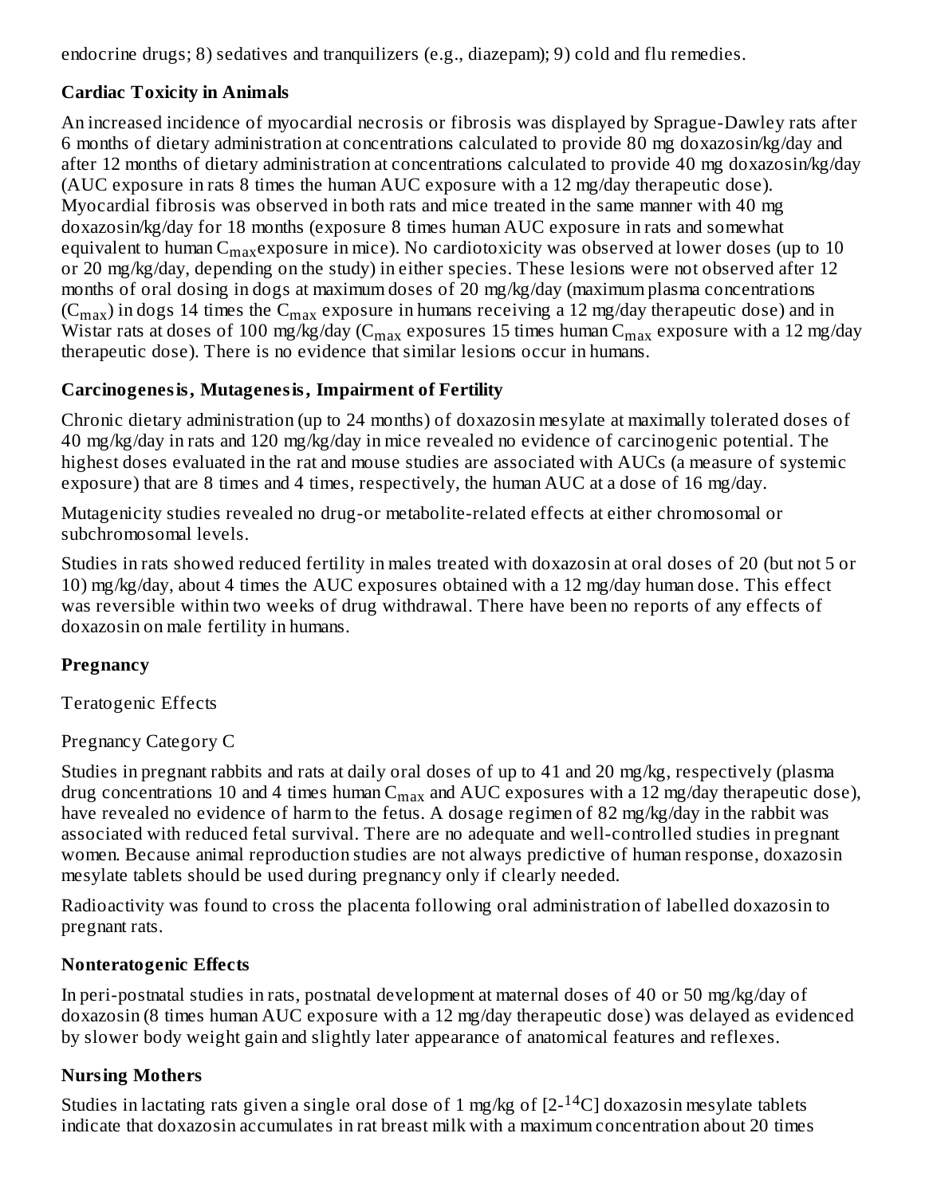endocrine drugs; 8) sedatives and tranquilizers (e.g., diazepam); 9) cold and flu remedies.

**Cardiac Toxicity in Animals**

An increased incidence of myocardial necrosis or fibrosis was displayed by Sprague-Dawley rats after 6 months of dietary administration at concentrations calculated to provide 80 mg doxazosin/kg/day and after 12 months of dietary administration at concentrations calculated to provide 40 mg doxazosin/kg/day (AUC exposure in rats 8 times the human AUC exposure with a 12 mg/day therapeutic dose). Myocardial fibrosis was observed in both rats and mice treated in the same manner with 40 mg doxazosin/kg/day for 18 months (exposure 8 times human AUC exposure in rats and somewhat equivalent to human $C_{max}$exposure in mice). No cardiotoxicity was observed at lower doses (up to 10 or 20 mg/kg/day, depending on the study) in either species. These lesions were not observed after 12 months of oral dosing in dogs at maximum doses of 20 mg/kg/day (maximum plasma concentrations ($C_{max}$) in dogs 14 times the $C_{max}$ exposure in humans receiving a 12 mg/day therapeutic dose) and in Wistar rats at doses of 100 mg/kg/day ($C_{max}$ exposures 15 times human $C_{max}$ exposure with a 12 mg/day therapeutic dose). There is no evidence that similar lesions occur in humans.

**Carcinogenesis, Mutagenesis, Impairment of Fertility**

Chronic dietary administration (up to 24 months) of doxazosin mesylate at maximally tolerated doses of 40 mg/kg/day in rats and 120 mg/kg/day in mice revealed no evidence of carcinogenic potential. The highest doses evaluated in the rat and mouse studies are associated with AUCs (a measure of systemic exposure) that are 8 times and 4 times, respectively, the human AUC at a dose of 16 mg/day.

Mutagenicity studies revealed no drug-or metabolite-related effects at either chromosomal or subchromosomal levels.

Studies in rats showed reduced fertility in males treated with doxazosin at oral doses of 20 (but not 5 or 10) mg/kg/day, about 4 times the AUC exposures obtained with a 12 mg/day human dose. This effect was reversible within two weeks of drug withdrawal. There have been no reports of any effects of doxazosin on male fertility in humans.

**Pregnancy**

Teratogenic Effects

Pregnancy Category C

Studies in pregnant rabbits and rats at daily oral doses of up to 41 and 20 mg/kg, respectively (plasma drug concentrations 10 and 4 times human $C_{max}$ and AUC exposures with a 12 mg/day therapeutic dose), have revealed no evidence of harm to the fetus. A dosage regimen of 82 mg/kg/day in the rabbit was associated with reduced fetal survival. There are no adequate and well-controlled studies in pregnant women. Because animal reproduction studies are not always predictive of human response, doxazosin mesylate tablets should be used during pregnancy only if clearly needed.

Radioactivity was found to cross the placenta following oral administration of labelled doxazosin to pregnant rats.

**Nonteratogenic Effects**

In peri-postnatal studies in rats, postnatal development at maternal doses of 40 or 50 mg/kg/day of doxazosin (8 times human AUC exposure with a 12 mg/day therapeutic dose) was delayed as evidenced by slower body weight gain and slightly later appearance of anatomical features and reflexes.

**Nursing Mothers**

Studies in lactating rats given a single oral dose of 1 mg/kg of [2-$^{14}$C] doxazosin mesylate tablets indicate that doxazosin accumulates in rat breast milk with a maximum concentration about 20 times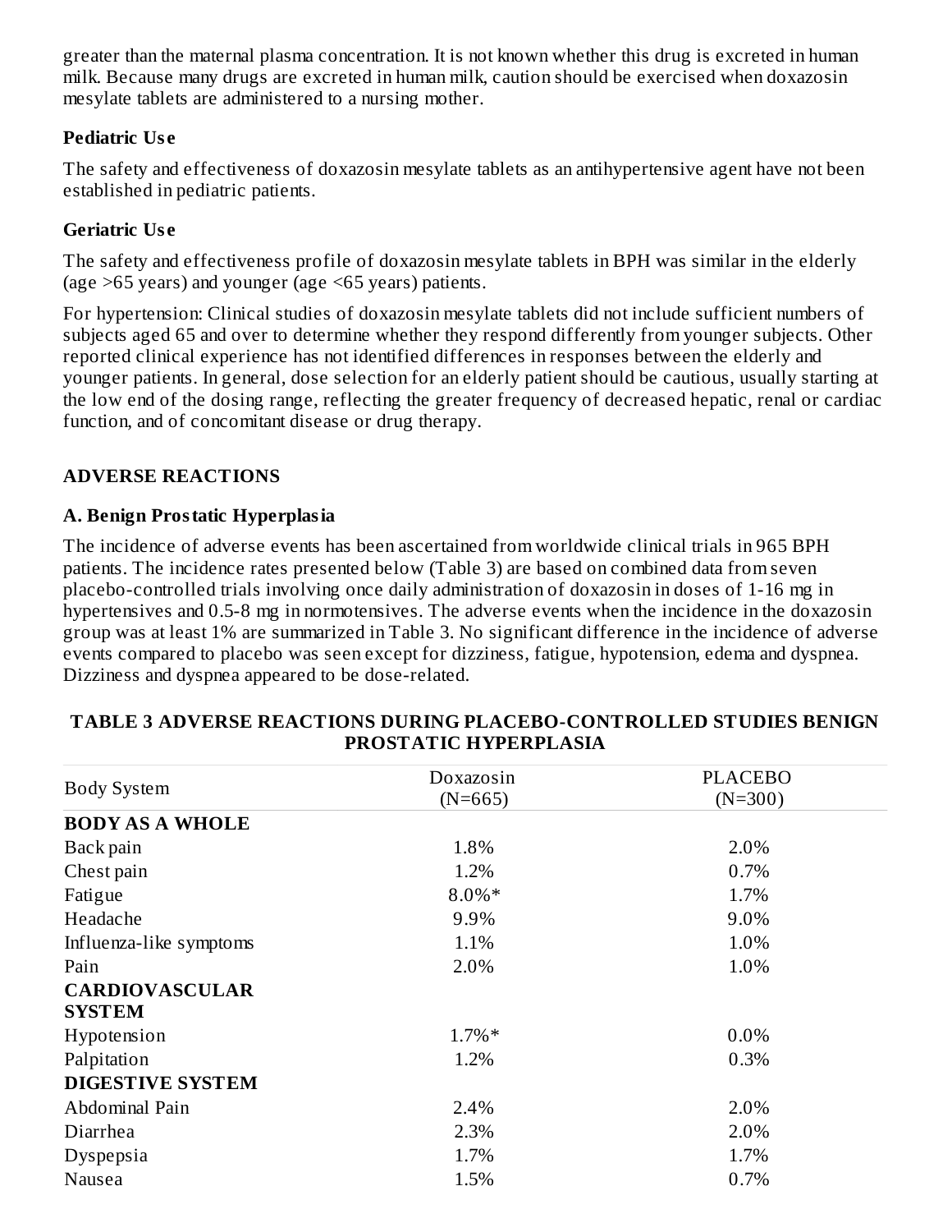greater than the maternal plasma concentration. It is not known whether this drug is excreted in human milk. Because many drugs are excreted in human milk, caution should be exercised when doxazosin mesylate tablets are administered to a nursing mother.

### Pediatric Use

The safety and effectiveness of doxazosin mesylate tablets as an antihypertensive agent have not been established in pediatric patients.

### Geriatric Use

The safety and effectiveness profile of doxazosin mesylate tablets in BPH was similar in the elderly (age >65 years) and younger (age <65 years) patients.

For hypertension: Clinical studies of doxazosin mesylate tablets did not include sufficient numbers of subjects aged 65 and over to determine whether they respond differently from younger subjects. Other reported clinical experience has not identified differences in responses between the elderly and younger patients. In general, dose selection for an elderly patient should be cautious, usually starting at the low end of the dosing range, reflecting the greater frequency of decreased hepatic, renal or cardiac function, and of concomitant disease or drug therapy.

## ADVERSE REACTIONS

### A. Benign Prostatic Hyperplasia

The incidence of adverse events has been ascertained from worldwide clinical trials in 965 BPH patients. The incidence rates presented below (Table 3) are based on combined data from seven placebo-controlled trials involving once daily administration of doxazosin in doses of 1-16 mg in hypertensives and 0.5-8 mg in normotensives. The adverse events when the incidence in the doxazosin group was at least 1% are summarized in Table 3. No significant difference in the incidence of adverse events compared to placebo was seen except for dizziness, fatigue, hypotension, edema and dyspnea. Dizziness and dyspnea appeared to be dose-related.

**TABLE 3 ADVERSE REACTIONS DURING PLACEBO-CONTROLLED STUDIES BENIGN PROSTATIC HYPERPLASIA**

| Body System | Doxazosin (N=665) | PLACEBO (N=300) |
|---|---|---|
| **BODY AS A WHOLE** | | |
| Back pain | 1.8% | 2.0% |
| Chest pain | 1.2% | 0.7% |
| Fatigue | 8.0%* | 1.7% |
| Headache | 9.9% | 9.0% |
| Influenza-like symptoms | 1.1% | 1.0% |
| Pain | 2.0% | 1.0% |
| **CARDIOVASCULAR SYSTEM** | | |
| Hypotension | 1.7%* | 0.0% |
| Palpitation | 1.2% | 0.3% |
| **DIGESTIVE SYSTEM** | | |
| Abdominal Pain | 2.4% | 2.0% |
| Diarrhea | 2.3% | 2.0% |
| Dyspepsia | 1.7% | 1.7% |
| Nausea | 1.5% | 0.7% |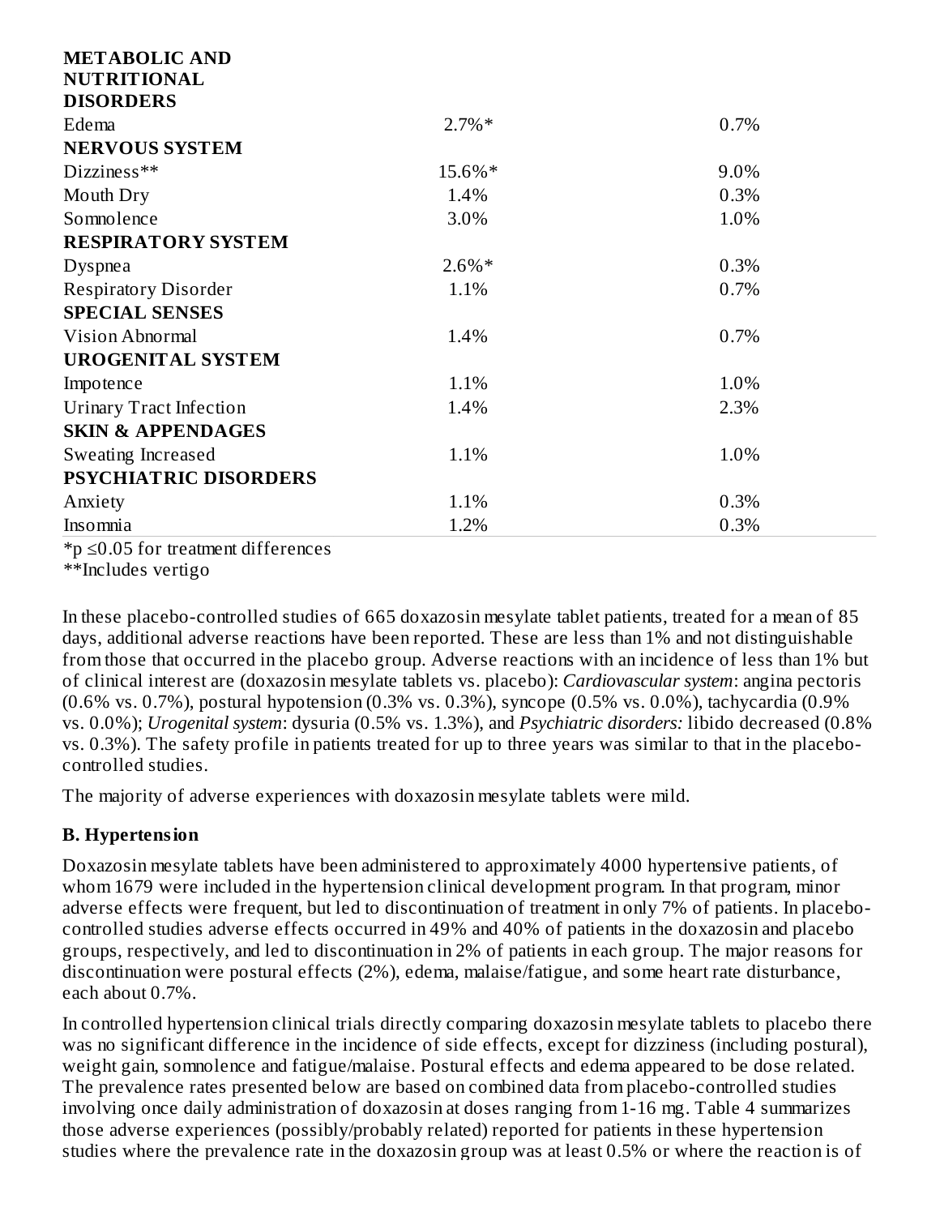| | | |
|---|---|---|
| **METABOLIC AND NUTRITIONAL DISORDERS** | | |
| Edema | 2.7%* | 0.7% |
| **NERVOUS SYSTEM** | | |
| Dizziness** | 15.6%* | 9.0% |
| Mouth Dry | 1.4% | 0.3% |
| Somnolence | 3.0% | 1.0% |
| **RESPIRATORY SYSTEM** | | |
| Dyspnea | 2.6%* | 0.3% |
| Respiratory Disorder | 1.1% | 0.7% |
| **SPECIAL SENSES** | | |
| Vision Abnormal | 1.4% | 0.7% |
| **UROGENITAL SYSTEM** | | |
| Impotence | 1.1% | 1.0% |
| Urinary Tract Infection | 1.4% | 2.3% |
| **SKIN & APPENDAGES** | | |
| Sweating Increased | 1.1% | 1.0% |
| **PSYCHIATRIC DISORDERS** | | |
| Anxiety | 1.1% | 0.3% |
| Insomnia | 1.2% | 0.3% |

*$p \leq 0.05$ for treatment differences

**Includes vertigo

In these placebo-controlled studies of 665 doxazosin mesylate tablet patients, treated for a mean of 85 days, additional adverse reactions have been reported. These are less than 1% and not distinguishable from those that occurred in the placebo group. Adverse reactions with an incidence of less than 1% but of clinical interest are (doxazosin mesylate tablets vs. placebo): *Cardiovascular system*: angina pectoris (0.6% vs. 0.7%), postural hypotension (0.3% vs. 0.3%), syncope (0.5% vs. 0.0%), tachycardia (0.9% vs. 0.0%); *Urogenital system*: dysuria (0.5% vs. 1.3%), and *Psychiatric disorders:* libido decreased (0.8% vs. 0.3%). The safety profile in patients treated for up to three years was similar to that in the placebo-controlled studies.

The majority of adverse experiences with doxazosin mesylate tablets were mild.

### B. Hypertension

Doxazosin mesylate tablets have been administered to approximately 4000 hypertensive patients, of whom 1679 were included in the hypertension clinical development program. In that program, minor adverse effects were frequent, but led to discontinuation of treatment in only 7% of patients. In placebo-controlled studies adverse effects occurred in 49% and 40% of patients in the doxazosin and placebo groups, respectively, and led to discontinuation in 2% of patients in each group. The major reasons for discontinuation were postural effects (2%), edema, malaise/fatigue, and some heart rate disturbance, each about 0.7%.

In controlled hypertension clinical trials directly comparing doxazosin mesylate tablets to placebo there was no significant difference in the incidence of side effects, except for dizziness (including postural), weight gain, somnolence and fatigue/malaise. Postural effects and edema appeared to be dose related. The prevalence rates presented below are based on combined data from placebo-controlled studies involving once daily administration of doxazosin at doses ranging from 1-16 mg. Table 4 summarizes those adverse experiences (possibly/probably related) reported for patients in these hypertension studies where the prevalence rate in the doxazosin group was at least 0.5% or where the reaction is of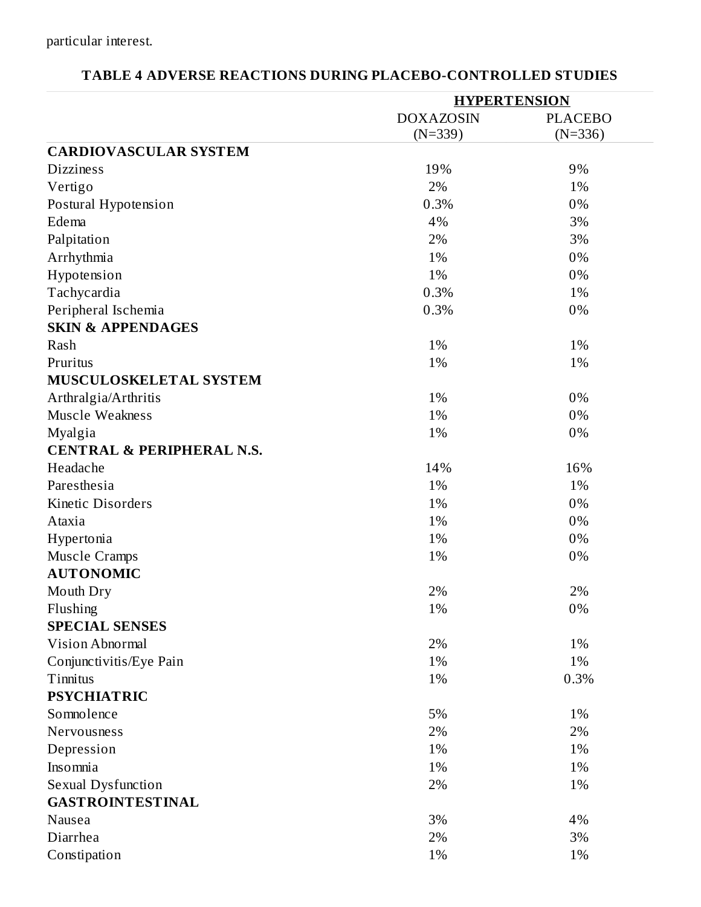particular interest.

**TABLE 4 ADVERSE REACTIONS DURING PLACEBO-CONTROLLED STUDIES**

| | HYPERTENSION | |
|---|---|---|
| | DOXAZOSIN (N=339) | PLACEBO (N=336) |
| **CARDIOVASCULAR SYSTEM** | | |
| Dizziness | 19% | 9% |
| Vertigo | 2% | 1% |
| Postural Hypotension | 0.3% | 0% |
| Edema | 4% | 3% |
| Palpitation | 2% | 3% |
| Arrhythmia | 1% | 0% |
| Hypotension | 1% | 0% |
| Tachycardia | 0.3% | 1% |
| Peripheral Ischemia | 0.3% | 0% |
| **SKIN & APPENDAGES** | | |
| Rash | 1% | 1% |
| Pruritus | 1% | 1% |
| **MUSCULOSKELETAL SYSTEM** | | |
| Arthralgia/Arthritis | 1% | 0% |
| Muscle Weakness | 1% | 0% |
| Myalgia | 1% | 0% |
| **CENTRAL & PERIPHERAL N.S.** | | |
| Headache | 14% | 16% |
| Paresthesia | 1% | 1% |
| Kinetic Disorders | 1% | 0% |
| Ataxia | 1% | 0% |
| Hypertonia | 1% | 0% |
| Muscle Cramps | 1% | 0% |
| **AUTONOMIC** | | |
| Mouth Dry | 2% | 2% |
| Flushing | 1% | 0% |
| **SPECIAL SENSES** | | |
| Vision Abnormal | 2% | 1% |
| Conjunctivitis/Eye Pain | 1% | 1% |
| Tinnitus | 1% | 0.3% |
| **PSYCHIATRIC** | | |
| Somnolence | 5% | 1% |
| Nervousness | 2% | 2% |
| Depression | 1% | 1% |
| Insomnia | 1% | 1% |
| Sexual Dysfunction | 2% | 1% |
| **GASTROINTESTINAL** | | |
| Nausea | 3% | 4% |
| Diarrhea | 2% | 3% |
| Constipation | 1% | 1% |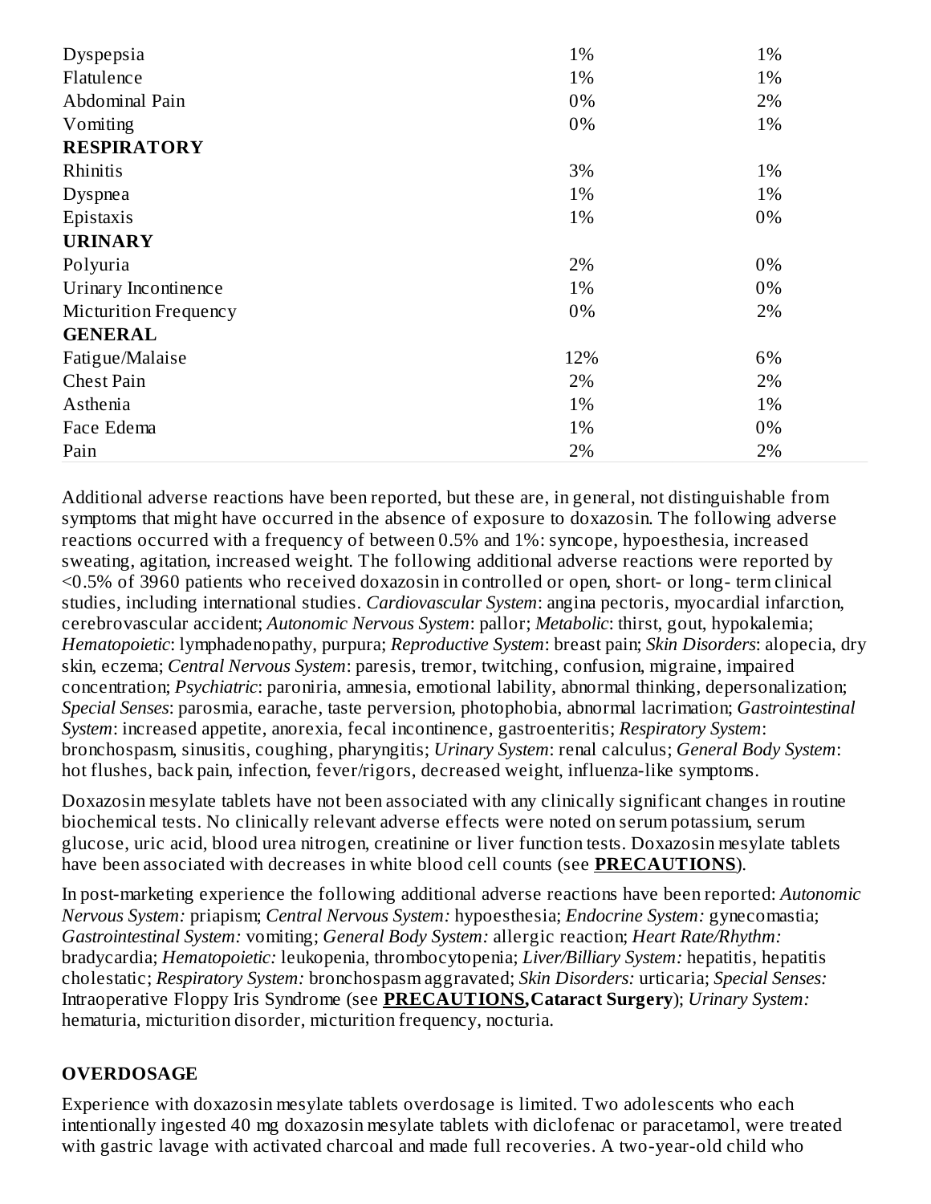| | | |
|---|---|---|
| Dyspepsia | 1% | 1% |
| Flatulence | 1% | 1% |
| Abdominal Pain | 0% | 2% |
| Vomiting | 0% | 1% |
| **RESPIRATORY** | | |
| Rhinitis | 3% | 1% |
| Dyspnea | 1% | 1% |
| Epistaxis | 1% | 0% |
| **URINARY** | | |
| Polyuria | 2% | 0% |
| Urinary Incontinence | 1% | 0% |
| Micturition Frequency | 0% | 2% |
| **GENERAL** | | |
| Fatigue/Malaise | 12% | 6% |
| Chest Pain | 2% | 2% |
| Asthenia | 1% | 1% |
| Face Edema | 1% | 0% |
| Pain | 2% | 2% |

Additional adverse reactions have been reported, but these are, in general, not distinguishable from symptoms that might have occurred in the absence of exposure to doxazosin. The following adverse reactions occurred with a frequency of between 0.5% and 1%: syncope, hypoesthesia, increased sweating, agitation, increased weight. The following additional adverse reactions were reported by <0.5% of 3960 patients who received doxazosin in controlled or open, short- or long- term clinical studies, including international studies. *Cardiovascular System*: angina pectoris, myocardial infarction, cerebrovascular accident; *Autonomic Nervous System*: pallor; *Metabolic*: thirst, gout, hypokalemia; *Hematopoietic*: lymphadenopathy, purpura; *Reproductive System*: breast pain; *Skin Disorders*: alopecia, dry skin, eczema; *Central Nervous System*: paresis, tremor, twitching, confusion, migraine, impaired concentration; *Psychiatric*: paroniria, amnesia, emotional lability, abnormal thinking, depersonalization; *Special Senses*: parosmia, earache, taste perversion, photophobia, abnormal lacrimation; *Gastrointestinal System*: increased appetite, anorexia, fecal incontinence, gastroenteritis; *Respiratory System*: bronchospasm, sinusitis, coughing, pharyngitis; *Urinary System*: renal calculus; *General Body System*: hot flushes, back pain, infection, fever/rigors, decreased weight, influenza-like symptoms.

Doxazosin mesylate tablets have not been associated with any clinically significant changes in routine biochemical tests. No clinically relevant adverse effects were noted on serum potassium, serum glucose, uric acid, blood urea nitrogen, creatinine or liver function tests. Doxazosin mesylate tablets have been associated with decreases in white blood cell counts (see **PRECAUTIONS**).

In post-marketing experience the following additional adverse reactions have been reported: *Autonomic Nervous System:* priapism; *Central Nervous System:* hypoesthesia; *Endocrine System:* gynecomastia; *Gastrointestinal System:* vomiting; *General Body System:* allergic reaction; *Heart Rate/Rhythm:* bradycardia; *Hematopoietic:* leukopenia, thrombocytopenia; *Liver/Billiary System:* hepatitis, hepatitis cholestatic; *Respiratory System:* bronchospasm aggravated; *Skin Disorders:* urticaria; *Special Senses:* Intraoperative Floppy Iris Syndrome (see **PRECAUTIONS, Cataract Surgery**); *Urinary System:* hematuria, micturition disorder, micturition frequency, nocturia.

## OVERDOSAGE

Experience with doxazosin mesylate tablets overdosage is limited. Two adolescents who each intentionally ingested 40 mg doxazosin mesylate tablets with diclofenac or paracetamol, were treated with gastric lavage with activated charcoal and made full recoveries. A two-year-old child who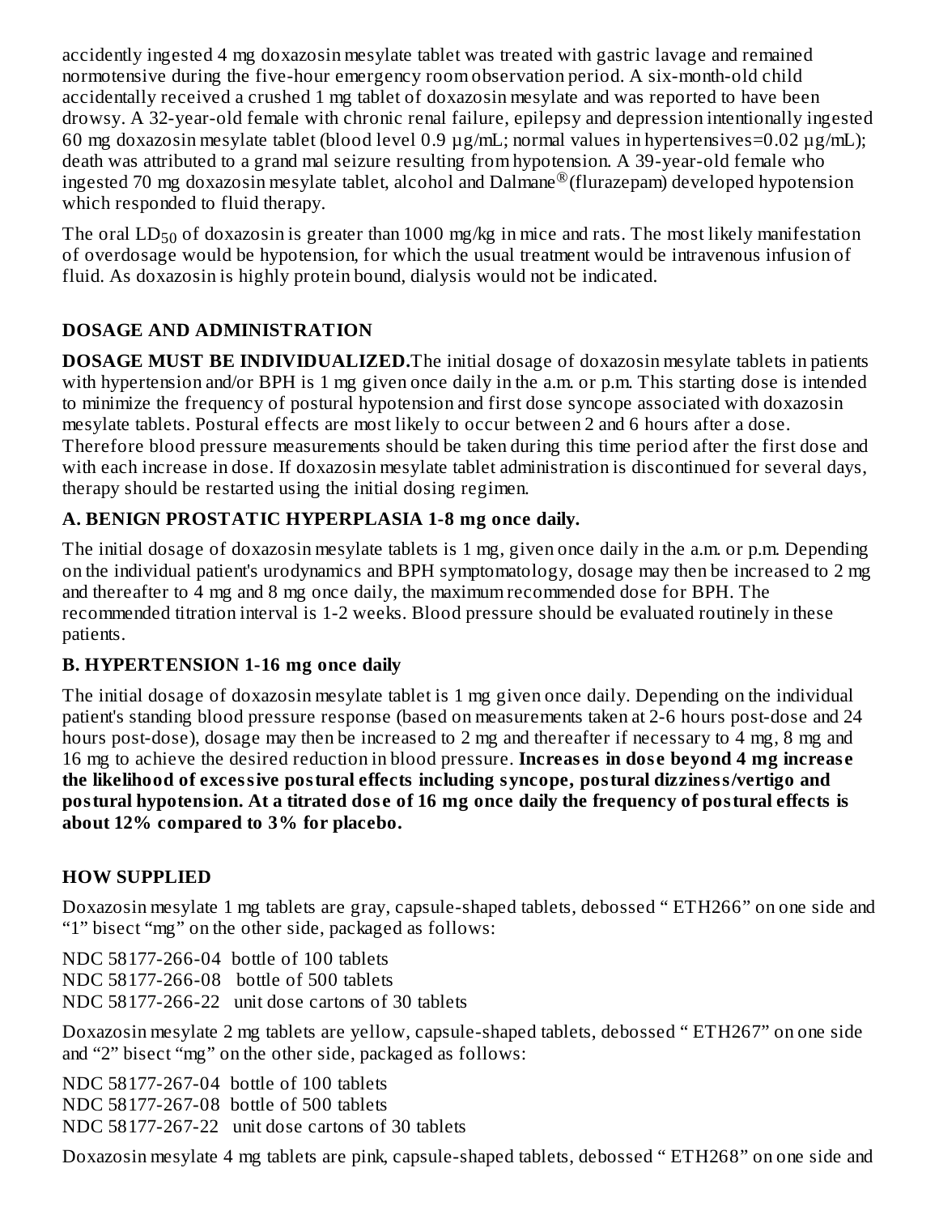accidently ingested 4 mg doxazosin mesylate tablet was treated with gastric lavage and remained normotensive during the five-hour emergency room observation period. A six-month-old child accidentally received a crushed 1 mg tablet of doxazosin mesylate and was reported to have been drowsy. A 32-year-old female with chronic renal failure, epilepsy and depression intentionally ingested 60 mg doxazosin mesylate tablet (blood level 0.9 µg/mL; normal values in hypertensives=0.02 µg/mL); death was attributed to a grand mal seizure resulting from hypotension. A 39-year-old female who ingested 70 mg doxazosin mesylate tablet, alcohol and Dalmane®(flurazepam) developed hypotension which responded to fluid therapy.

The oral $LD_{50}$ of doxazosin is greater than 1000 mg/kg in mice and rats. The most likely manifestation of overdosage would be hypotension, for which the usual treatment would be intravenous infusion of fluid. As doxazosin is highly protein bound, dialysis would not be indicated.

## DOSAGE AND ADMINISTRATION

**DOSAGE MUST BE INDIVIDUALIZED.** The initial dosage of doxazosin mesylate tablets in patients with hypertension and/or BPH is 1 mg given once daily in the a.m. or p.m. This starting dose is intended to minimize the frequency of postural hypotension and first dose syncope associated with doxazosin mesylate tablets. Postural effects are most likely to occur between 2 and 6 hours after a dose. Therefore blood pressure measurements should be taken during this time period after the first dose and with each increase in dose. If doxazosin mesylate tablet administration is discontinued for several days, therapy should be restarted using the initial dosing regimen.

### A. BENIGN PROSTATIC HYPERPLASIA 1-8 mg once daily.

The initial dosage of doxazosin mesylate tablets is 1 mg, given once daily in the a.m. or p.m. Depending on the individual patient's urodynamics and BPH symptomatology, dosage may then be increased to 2 mg and thereafter to 4 mg and 8 mg once daily, the maximum recommended dose for BPH. The recommended titration interval is 1-2 weeks. Blood pressure should be evaluated routinely in these patients.

### B. HYPERTENSION 1-16 mg once daily

The initial dosage of doxazosin mesylate tablet is 1 mg given once daily. Depending on the individual patient's standing blood pressure response (based on measurements taken at 2-6 hours post-dose and 24 hours post-dose), dosage may then be increased to 2 mg and thereafter if necessary to 4 mg, 8 mg and 16 mg to achieve the desired reduction in blood pressure. **Increases in dose beyond 4 mg increase the likelihood of excessive postural effects including syncope, postural dizziness/vertigo and postural hypotension. At a titrated dose of 16 mg once daily the frequency of postural effects is about 12% compared to 3% for placebo.**

## HOW SUPPLIED

Doxazosin mesylate 1 mg tablets are gray, capsule-shaped tablets, debossed " ETH266" on one side and "1" bisect "mg" on the other side, packaged as follows:

NDC 58177-266-04 bottle of 100 tablets
NDC 58177-266-08 bottle of 500 tablets
NDC 58177-266-22 unit dose cartons of 30 tablets

Doxazosin mesylate 2 mg tablets are yellow, capsule-shaped tablets, debossed " ETH267" on one side and "2" bisect "mg" on the other side, packaged as follows:

NDC 58177-267-04 bottle of 100 tablets
NDC 58177-267-08 bottle of 500 tablets
NDC 58177-267-22 unit dose cartons of 30 tablets

Doxazosin mesylate 4 mg tablets are pink, capsule-shaped tablets, debossed " ETH268" on one side and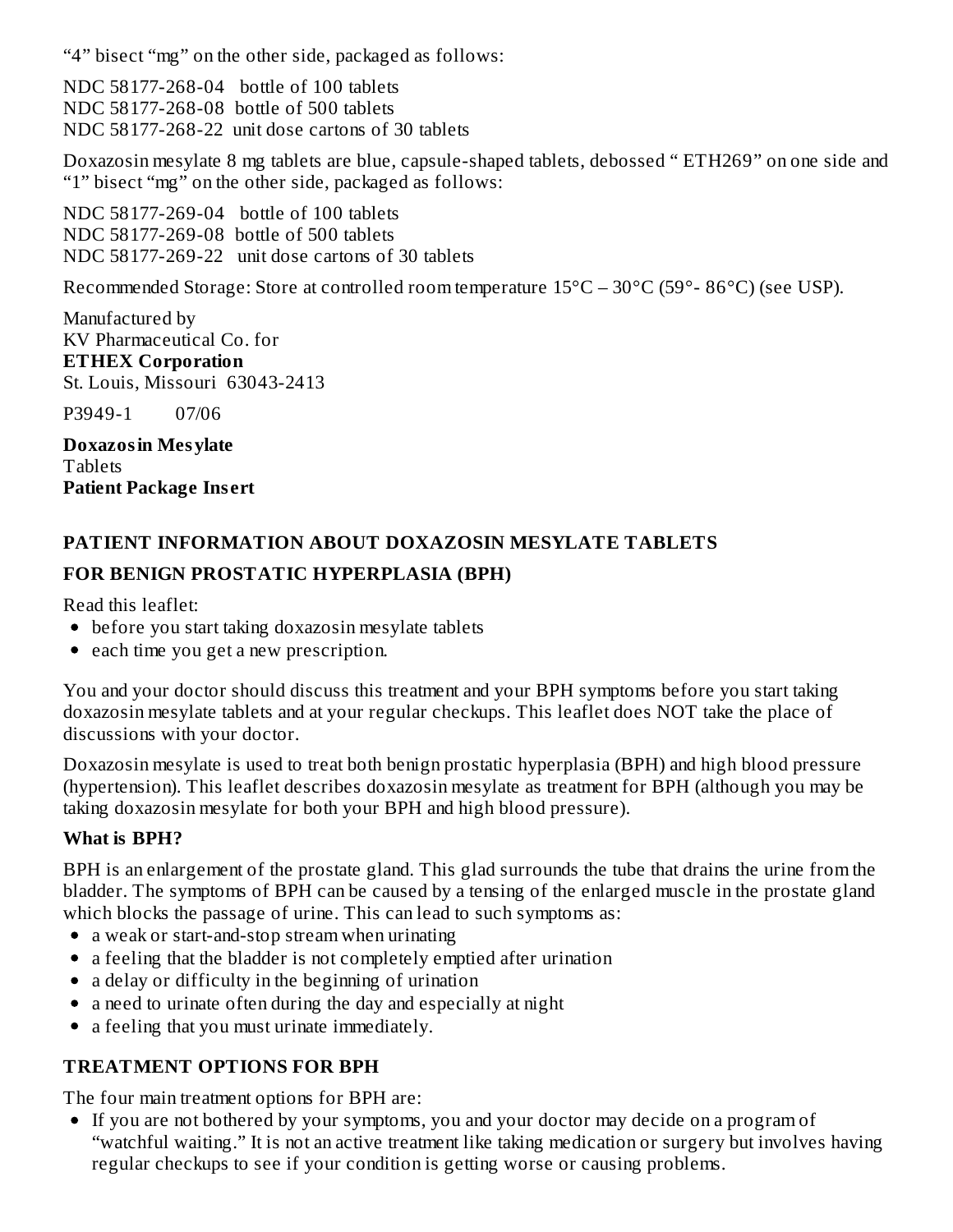"4" bisect "mg" on the other side, packaged as follows:

NDC 58177-268-04 bottle of 100 tablets
NDC 58177-268-08 bottle of 500 tablets
NDC 58177-268-22 unit dose cartons of 30 tablets

Doxazosin mesylate 8 mg tablets are blue, capsule-shaped tablets, debossed " ETH269" on one side and "1" bisect "mg" on the other side, packaged as follows:

NDC 58177-269-04 bottle of 100 tablets
NDC 58177-269-08 bottle of 500 tablets
NDC 58177-269-22 unit dose cartons of 30 tablets

Recommended Storage: Store at controlled room temperature 15°C – 30°C (59°- 86°C) (see USP).

Manufactured by
KV Pharmaceutical Co. for
**ETHEX Corporation**
St. Louis, Missouri 63043-2413

P3949-1 07/06

**Doxazosin Mesylate**
Tablets
**Patient Package Insert**

## PATIENT INFORMATION ABOUT DOXAZOSIN MESYLATE TABLETS

## FOR BENIGN PROSTATIC HYPERPLASIA (BPH)

Read this leaflet:

- before you start taking doxazosin mesylate tablets
- each time you get a new prescription.

You and your doctor should discuss this treatment and your BPH symptoms before you start taking doxazosin mesylate tablets and at your regular checkups. This leaflet does NOT take the place of discussions with your doctor.

Doxazosin mesylate is used to treat both benign prostatic hyperplasia (BPH) and high blood pressure (hypertension). This leaflet describes doxazosin mesylate as treatment for BPH (although you may be taking doxazosin mesylate for both your BPH and high blood pressure).

### What is BPH?

BPH is an enlargement of the prostate gland. This glad surrounds the tube that drains the urine from the bladder. The symptoms of BPH can be caused by a tensing of the enlarged muscle in the prostate gland which blocks the passage of urine. This can lead to such symptoms as:

- a weak or start-and-stop stream when urinating
- a feeling that the bladder is not completely emptied after urination
- a delay or difficulty in the beginning of urination
- a need to urinate often during the day and especially at night
- a feeling that you must urinate immediately.

## TREATMENT OPTIONS FOR BPH

The four main treatment options for BPH are:

- If you are not bothered by your symptoms, you and your doctor may decide on a program of "watchful waiting." It is not an active treatment like taking medication or surgery but involves having regular checkups to see if your condition is getting worse or causing problems.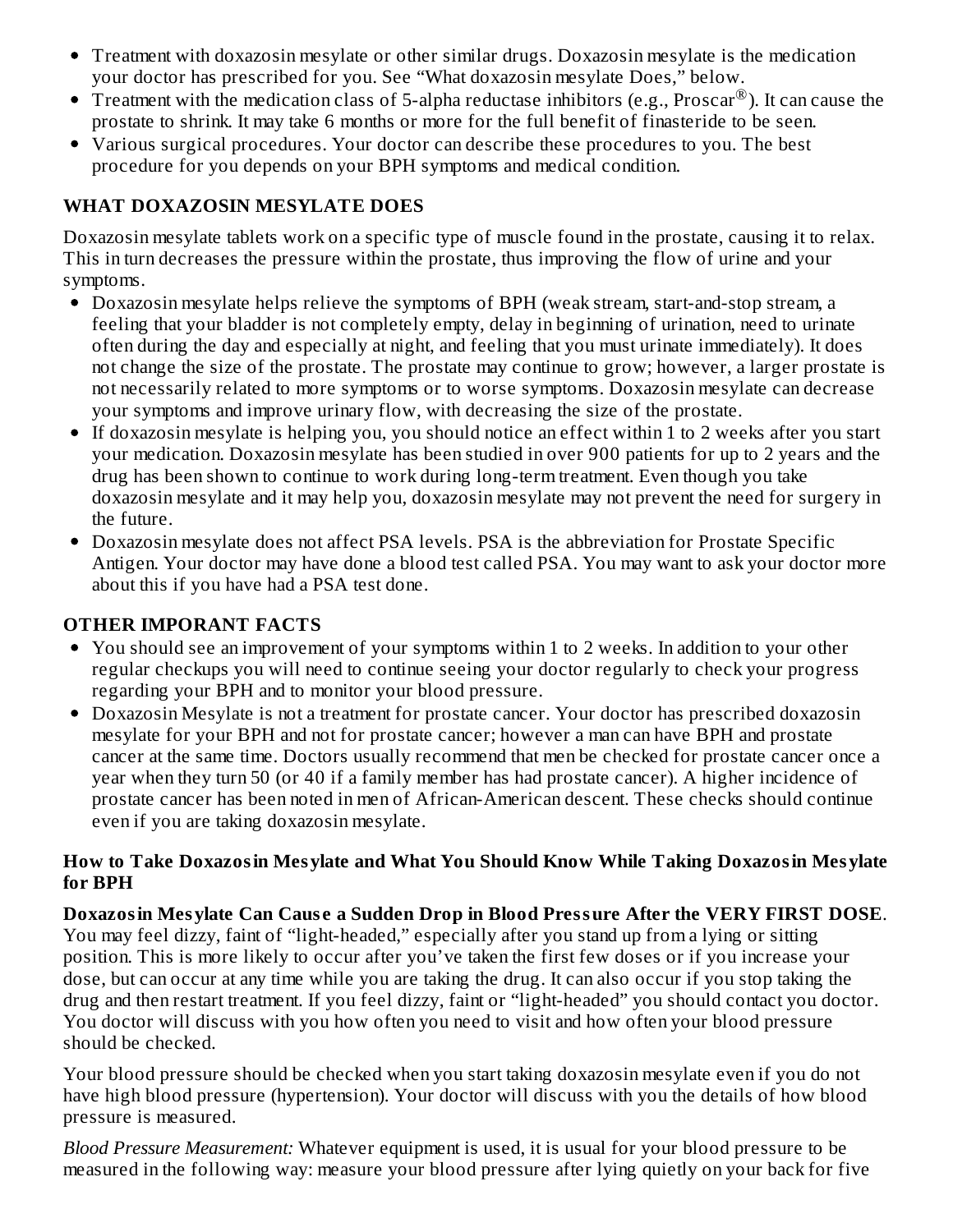- Treatment with doxazosin mesylate or other similar drugs. Doxazosin mesylate is the medication your doctor has prescribed for you. See "What doxazosin mesylate Does," below.
- Treatment with the medication class of 5-alpha reductase inhibitors (e.g., Proscar®). It can cause the prostate to shrink. It may take 6 months or more for the full benefit of finasteride to be seen.
- Various surgical procedures. Your doctor can describe these procedures to you. The best procedure for you depends on your BPH symptoms and medical condition.

## WHAT DOXAZOSIN MESYLATE DOES

Doxazosin mesylate tablets work on a specific type of muscle found in the prostate, causing it to relax. This in turn decreases the pressure within the prostate, thus improving the flow of urine and your symptoms.

- Doxazosin mesylate helps relieve the symptoms of BPH (weak stream, start-and-stop stream, a feeling that your bladder is not completely empty, delay in beginning of urination, need to urinate often during the day and especially at night, and feeling that you must urinate immediately). It does not change the size of the prostate. The prostate may continue to grow; however, a larger prostate is not necessarily related to more symptoms or to worse symptoms. Doxazosin mesylate can decrease your symptoms and improve urinary flow, with decreasing the size of the prostate.
- If doxazosin mesylate is helping you, you should notice an effect within 1 to 2 weeks after you start your medication. Doxazosin mesylate has been studied in over 900 patients for up to 2 years and the drug has been shown to continue to work during long-term treatment. Even though you take doxazosin mesylate and it may help you, doxazosin mesylate may not prevent the need for surgery in the future.
- Doxazosin mesylate does not affect PSA levels. PSA is the abbreviation for Prostate Specific Antigen. Your doctor may have done a blood test called PSA. You may want to ask your doctor more about this if you have had a PSA test done.

## OTHER IMPORANT FACTS

- You should see an improvement of your symptoms within 1 to 2 weeks. In addition to your other regular checkups you will need to continue seeing your doctor regularly to check your progress regarding your BPH and to monitor your blood pressure.
- Doxazosin Mesylate is not a treatment for prostate cancer. Your doctor has prescribed doxazosin mesylate for your BPH and not for prostate cancer; however a man can have BPH and prostate cancer at the same time. Doctors usually recommend that men be checked for prostate cancer once a year when they turn 50 (or 40 if a family member has had prostate cancer). A higher incidence of prostate cancer has been noted in men of African-American descent. These checks should continue even if you are taking doxazosin mesylate.

### How to Take Doxazosin Mesylate and What You Should Know While Taking Doxazosin Mesylate for BPH

**Doxazosin Mesylate Can Cause a Sudden Drop in Blood Pressure After the VERY FIRST DOSE**. You may feel dizzy, faint of "light-headed," especially after you stand up from a lying or sitting position. This is more likely to occur after you've taken the first few doses or if you increase your dose, but can occur at any time while you are taking the drug. It can also occur if you stop taking the drug and then restart treatment. If you feel dizzy, faint or "light-headed" you should contact you doctor. You doctor will discuss with you how often you need to visit and how often your blood pressure should be checked.

Your blood pressure should be checked when you start taking doxazosin mesylate even if you do not have high blood pressure (hypertension). Your doctor will discuss with you the details of how blood pressure is measured.

*Blood Pressure Measurement:* Whatever equipment is used, it is usual for your blood pressure to be measured in the following way: measure your blood pressure after lying quietly on your back for five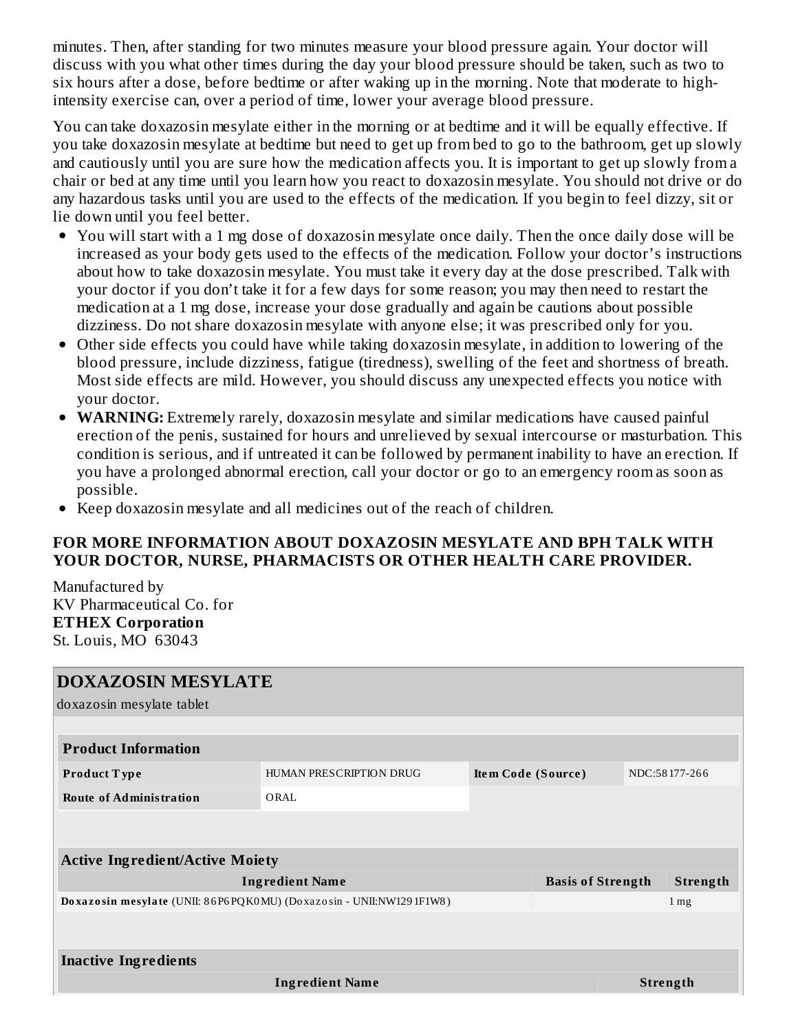minutes. Then, after standing for two minutes measure your blood pressure again. Your doctor will discuss with you what other times during the day your blood pressure should be taken, such as two to six hours after a dose, before bedtime or after waking up in the morning. Note that moderate to high-intensity exercise can, over a period of time, lower your average blood pressure.

You can take doxazosin mesylate either in the morning or at bedtime and it will be equally effective. If you take doxazosin mesylate at bedtime but need to get up from bed to go to the bathroom, get up slowly and cautiously until you are sure how the medication affects you. It is important to get up slowly from a chair or bed at any time until you learn how you react to doxazosin mesylate. You should not drive or do any hazardous tasks until you are used to the effects of the medication. If you begin to feel dizzy, sit or lie down until you feel better.

- You will start with a 1 mg dose of doxazosin mesylate once daily. Then the once daily dose will be increased as your body gets used to the effects of the medication. Follow your doctor's instructions about how to take doxazosin mesylate. You must take it every day at the dose prescribed. Talk with your doctor if you don't take it for a few days for some reason; you may then need to restart the medication at a 1 mg dose, increase your dose gradually and again be cautions about possible dizziness. Do not share doxazosin mesylate with anyone else; it was prescribed only for you.
- Other side effects you could have while taking doxazosin mesylate, in addition to lowering of the blood pressure, include dizziness, fatigue (tiredness), swelling of the feet and shortness of breath. Most side effects are mild. However, you should discuss any unexpected effects you notice with your doctor.
- **WARNING:** Extremely rarely, doxazosin mesylate and similar medications have caused painful erection of the penis, sustained for hours and unrelieved by sexual intercourse or masturbation. This condition is serious, and if untreated it can be followed by permanent inability to have an erection. If you have a prolonged abnormal erection, call your doctor or go to an emergency room as soon as possible.
- Keep doxazosin mesylate and all medicines out of the reach of children.

**FOR MORE INFORMATION ABOUT DOXAZOSIN MESYLATE AND BPH TALK WITH YOUR DOCTOR, NURSE, PHARMACISTS OR OTHER HEALTH CARE PROVIDER.**

Manufactured by
KV Pharmaceutical Co. for
**ETHEX Corporation**
St. Louis, MO 63043

## DOXAZOSIN MESYLATE

doxazosin mesylate tablet

| Product Information | | | |
|---|---|---|---|
| **Product Type** | HUMAN PRESCRIPTION DRUG | **Item Code (Source)** | NDC:58177-266 |
| **Route of Administration** | ORAL | | |

| Active Ingredient/Active Moiety | | |
|---|---|---|
| **Ingredient Name** | **Basis of Strength** | **Strength** |
| **Doxazosin mesylate** (UNII: 86P6PQK0MU) (Doxazosin - UNII:NW1291F1W8) | | 1 mg |

| Inactive Ingredients | |
|---|---|
| **Ingredient Name** | **Strength** |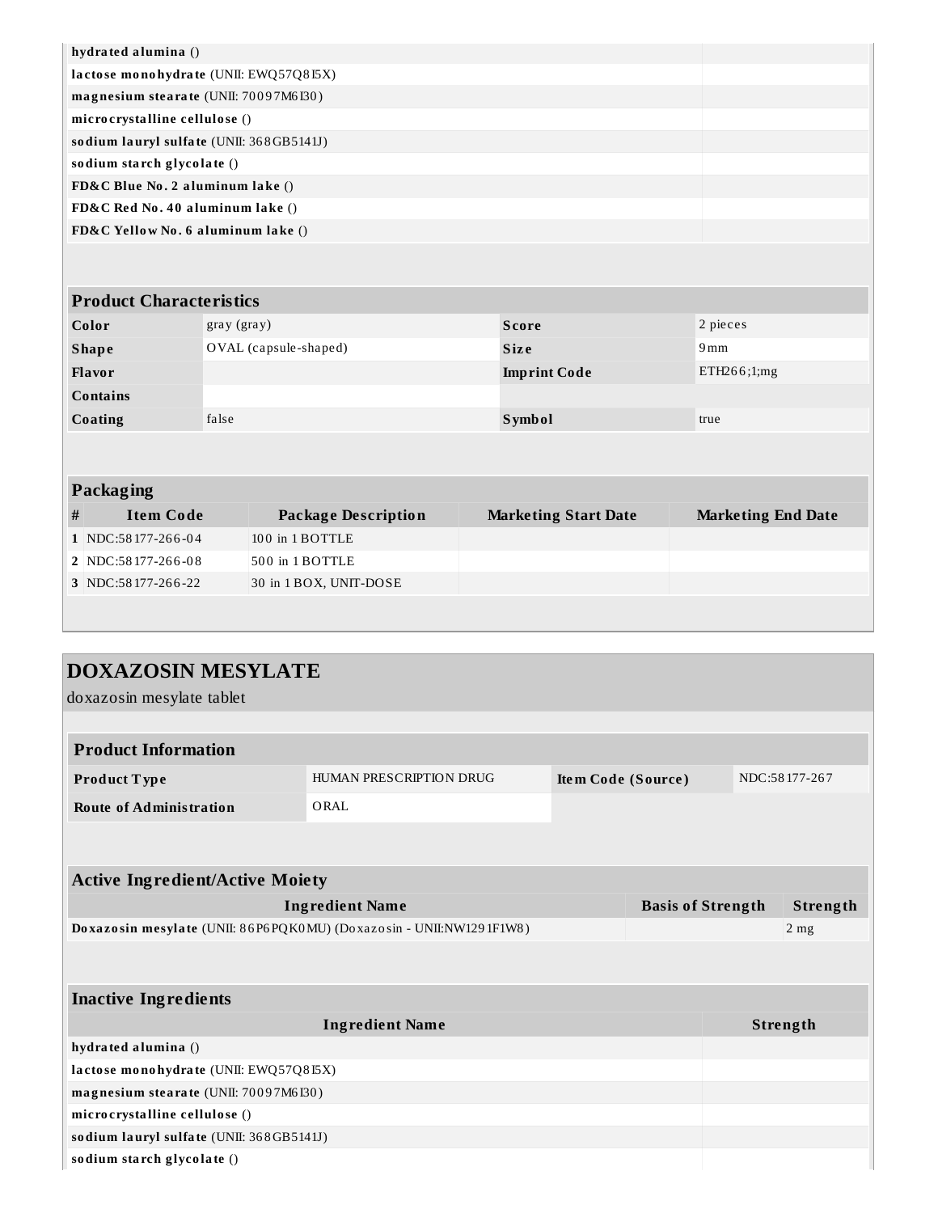| Ingredient Name | Strength |
|---|---|
| **hydrated alumina** () | |
| **lactose monohydrate** (UNII: EWQ57Q8I5X) | |
| **magnesium stearate** (UNII: 70097M6I30) | |
| **microcrystalline cellulose** () | |
| **sodium lauryl sulfate** (UNII: 368GB5141J) | |
| **sodium starch glycolate** () | |
| **FD&C Blue No. 2 aluminum lake** () | |
| **FD&C Red No. 40 aluminum lake** () | |
| **FD&C Yellow No. 6 aluminum lake** () | |

### Product Characteristics

| | | | |
|---|---|---|---|
| **Color** | gray (gray) | **Score** | 2 pieces |
| **Shape** | OVAL (capsule-shaped) | **Size** | 9mm |
| **Flavor** | | **Imprint Code** | ETH266;1;mg |
| **Contains** | | | |
| **Coating** | false | **Symbol** | true |

### Packaging

| # | Item Code | Package Description | Marketing Start Date | Marketing End Date |
|---|---|---|---|---|
| 1 | NDC:58177-266-04 | 100 in 1 BOTTLE | | |
| 2 | NDC:58177-266-08 | 500 in 1 BOTTLE | | |
| 3 | NDC:58177-266-22 | 30 in 1 BOX, UNIT-DOSE | | |

## DOXAZOSIN MESYLATE

doxazosin mesylate tablet

### Product Information

| | | | |
|---|---|---|---|
| **Product Type** | HUMAN PRESCRIPTION DRUG | **Item Code (Source)** | NDC:58177-267 |
| **Route of Administration** | ORAL | | |

### Active Ingredient/Active Moiety

| Ingredient Name | Basis of Strength | Strength |
|---|---|---|
| **Doxazosin mesylate** (UNII: 86P6PQK0MU) (Doxazosin - UNII:NW1291F1W8) | | 2 mg |

### Inactive Ingredients

| Ingredient Name | Strength |
|---|---|
| **hydrated alumina** () | |
| **lactose monohydrate** (UNII: EWQ57Q8I5X) | |
| **magnesium stearate** (UNII: 70097M6I30) | |
| **microcrystalline cellulose** () | |
| **sodium lauryl sulfate** (UNII: 368GB5141J) | |
| **sodium starch glycolate** () | |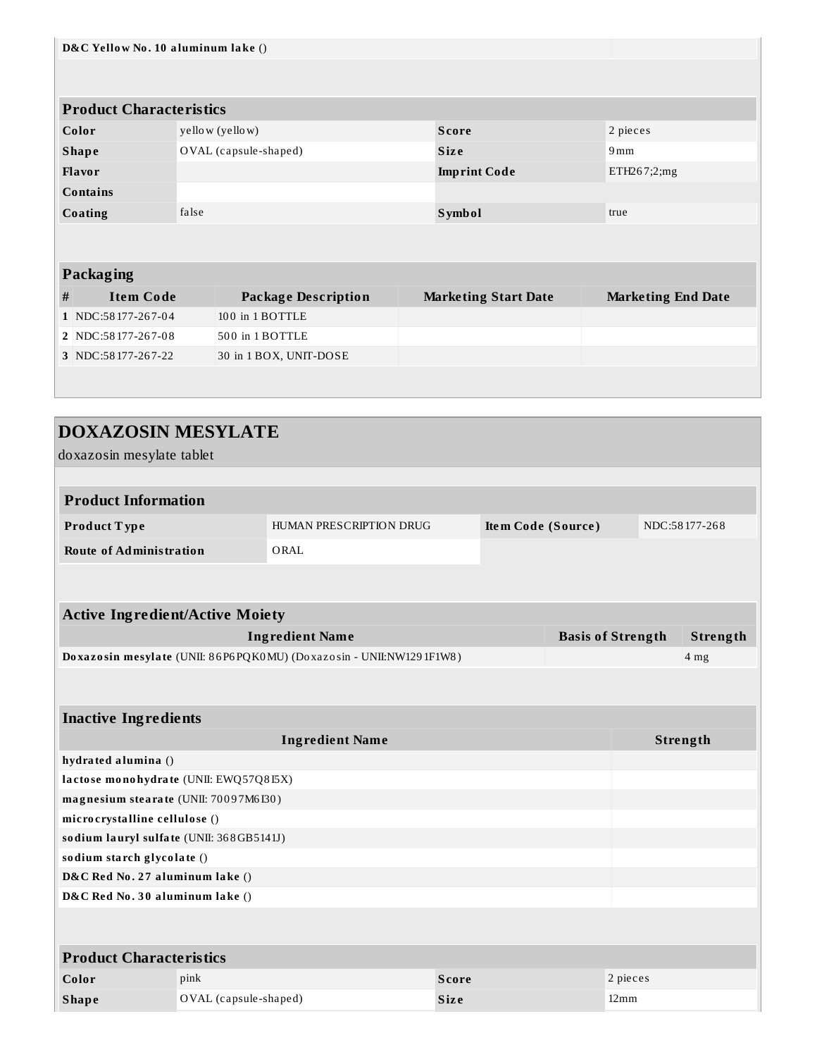| D&C Yellow No. 10 aluminum lake () | |
| --- | --- |

### Product Characteristics

| | | | |
| --- | --- | --- | --- |
| **Color** | yellow (yellow) | **Score** | 2 pieces |
| **Shape** | OVAL (capsule-shaped) | **Size** | 9mm |
| **Flavor** | | **Imprint Code** | ETH267;2;mg |
| **Contains** | | | |
| **Coating** | false | **Symbol** | true |

### Packaging

| # | Item Code | Package Description | Marketing Start Date | Marketing End Date |
| --- | --- | --- | --- | --- |
| 1 | NDC:58177-267-04 | 100 in 1 BOTTLE | | |
| 2 | NDC:58177-267-08 | 500 in 1 BOTTLE | | |
| 3 | NDC:58177-267-22 | 30 in 1 BOX, UNIT-DOSE | | |

## DOXAZOSIN MESYLATE

doxazosin mesylate tablet

### Product Information

| | | | |
| --- | --- | --- | --- |
| **Product Type** | HUMAN PRESCRIPTION DRUG | **Item Code (Source)** | NDC:58177-268 |
| **Route of Administration** | ORAL | | |

### Active Ingredient/Active Moiety

| Ingredient Name | Basis of Strength | Strength |
| --- | --- | --- |
| **Doxazosin mesylate** (UNII: 86P6PQK0MU) (Doxazosin - UNII:NW1291F1W8) | | 4 mg |

### Inactive Ingredients

| Ingredient Name | Strength |
| --- | --- |
| **hydrated alumina** () | |
| **lactose monohydrate** (UNII: EWQ57Q8I5X) | |
| **magnesium stearate** (UNII: 70097M6I30) | |
| **microcrystalline cellulose** () | |
| **sodium lauryl sulfate** (UNII: 368GB5141J) | |
| **sodium starch glycolate** () | |
| **D&C Red No. 27 aluminum lake** () | |
| **D&C Red No. 30 aluminum lake** () | |

### Product Characteristics

| | | | |
| --- | --- | --- | --- |
| **Color** | pink | **Score** | 2 pieces |
| **Shape** | OVAL (capsule-shaped) | **Size** | 12mm |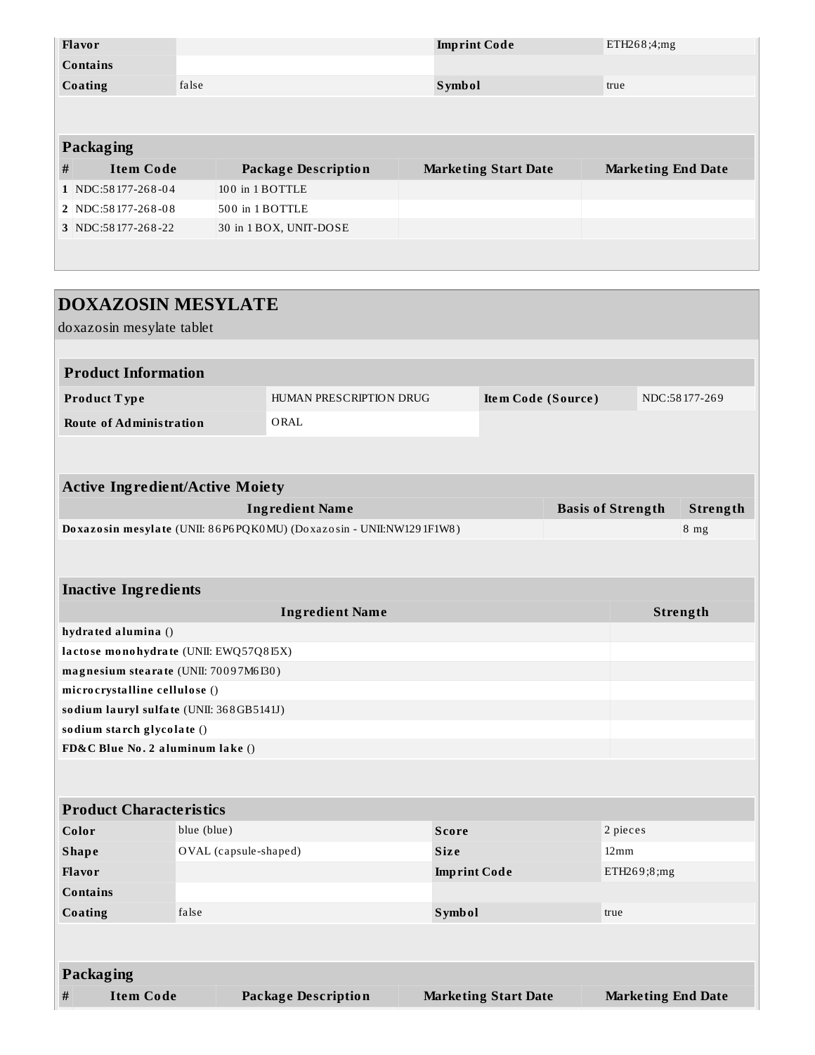| Flavor | | Imprint Code | ETH268;4;mg |
| --- | --- | --- | --- |
| Contains | | | |
| Coating | false | Symbol | true |

| Packaging | | | | |
| --- | --- | --- | --- | --- |
| # | Item Code | Package Description | Marketing Start Date | Marketing End Date |
| 1 | NDC:58177-268-04 | 100 in 1 BOTTLE | | |
| 2 | NDC:58177-268-08 | 500 in 1 BOTTLE | | |
| 3 | NDC:58177-268-22 | 30 in 1 BOX, UNIT-DOSE | | |

# DOXAZOSIN MESYLATE

doxazosin mesylate tablet

| Product Information | | | |
| --- | --- | --- | --- |
| Product Type | HUMAN PRESCRIPTION DRUG | Item Code (Source) | NDC:58177-269 |
| Route of Administration | ORAL | | |

| Active Ingredient/Active Moiety | | |
| --- | --- | --- |
| Ingredient Name | Basis of Strength | Strength |
| **Doxazosin mesylate** (UNII: 86P6PQK0MU) (Doxazosin - UNII:NW1291F1W8) | | 8 mg |

| Inactive Ingredients | |
| --- | --- |
| Ingredient Name | Strength |
| **hydrated alumina** () | |
| **lactose monohydrate** (UNII: EWQ57Q8I5X) | |
| **magnesium stearate** (UNII: 70097M6I30) | |
| **microcrystalline cellulose** () | |
| **sodium lauryl sulfate** (UNII: 368GB5141J) | |
| **sodium starch glycolate** () | |
| **FD&C Blue No. 2 aluminum lake** () | |

| Product Characteristics | | | |
| --- | --- | --- | --- |
| Color | blue (blue) | Score | 2 pieces |
| Shape | OVAL (capsule-shaped) | Size | 12mm |
| Flavor | | Imprint Code | ETH269;8;mg |
| Contains | | | |
| Coating | false | Symbol | true |

| Packaging | | | | |
| --- | --- | --- | --- | --- |
| # | Item Code | Package Description | Marketing Start Date | Marketing End Date |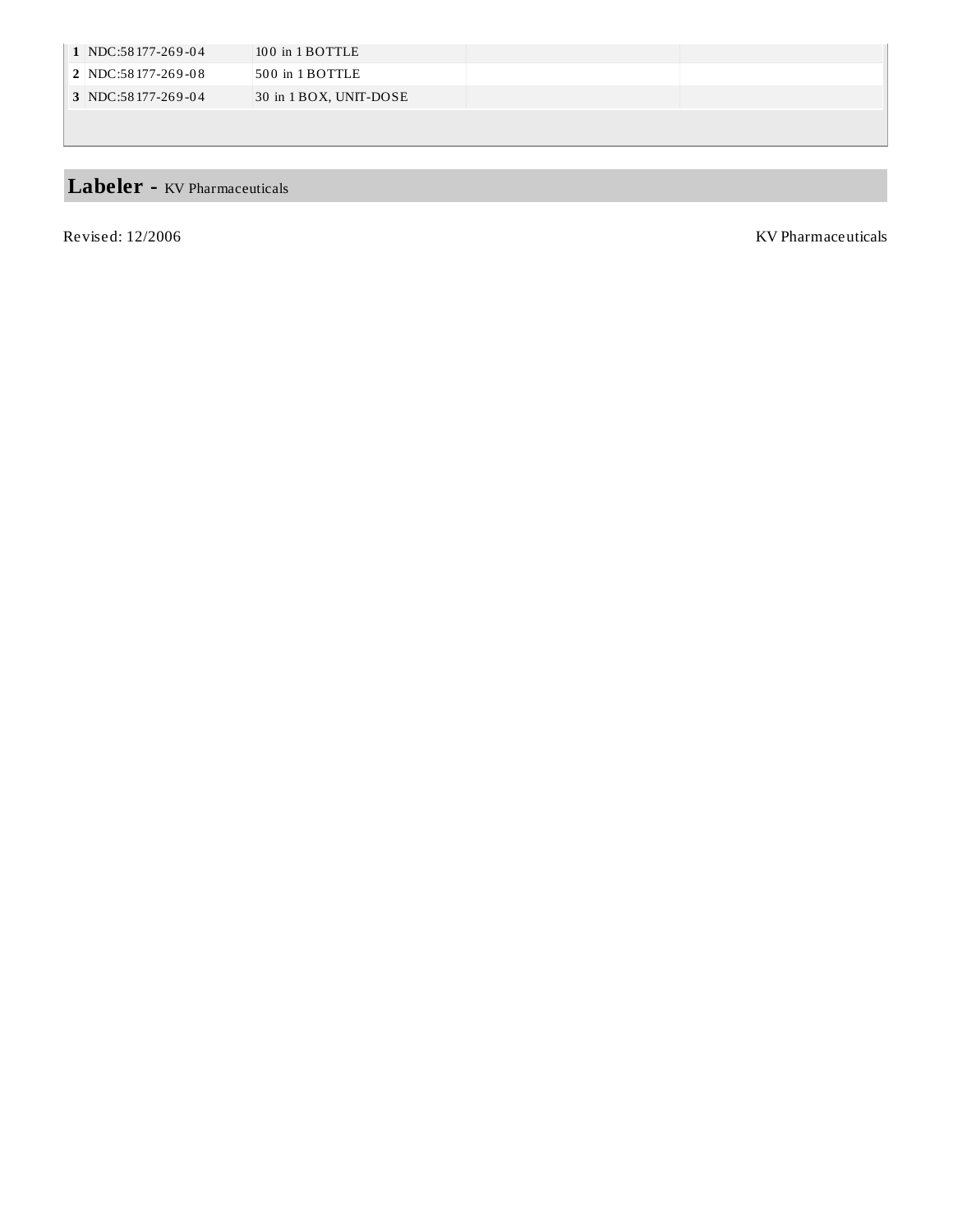| | | | | |
|---|---|---|---|---|
| 1 | NDC:58177-269-04 | 100 in 1 BOTTLE | | |
| 2 | NDC:58177-269-08 | 500 in 1 BOTTLE | | |
| 3 | NDC:58177-269-04 | 30 in 1 BOX, UNIT-DOSE | | |

## Labeler - KV Pharmaceuticals

Revised: 12/2006

KV Pharmaceuticals